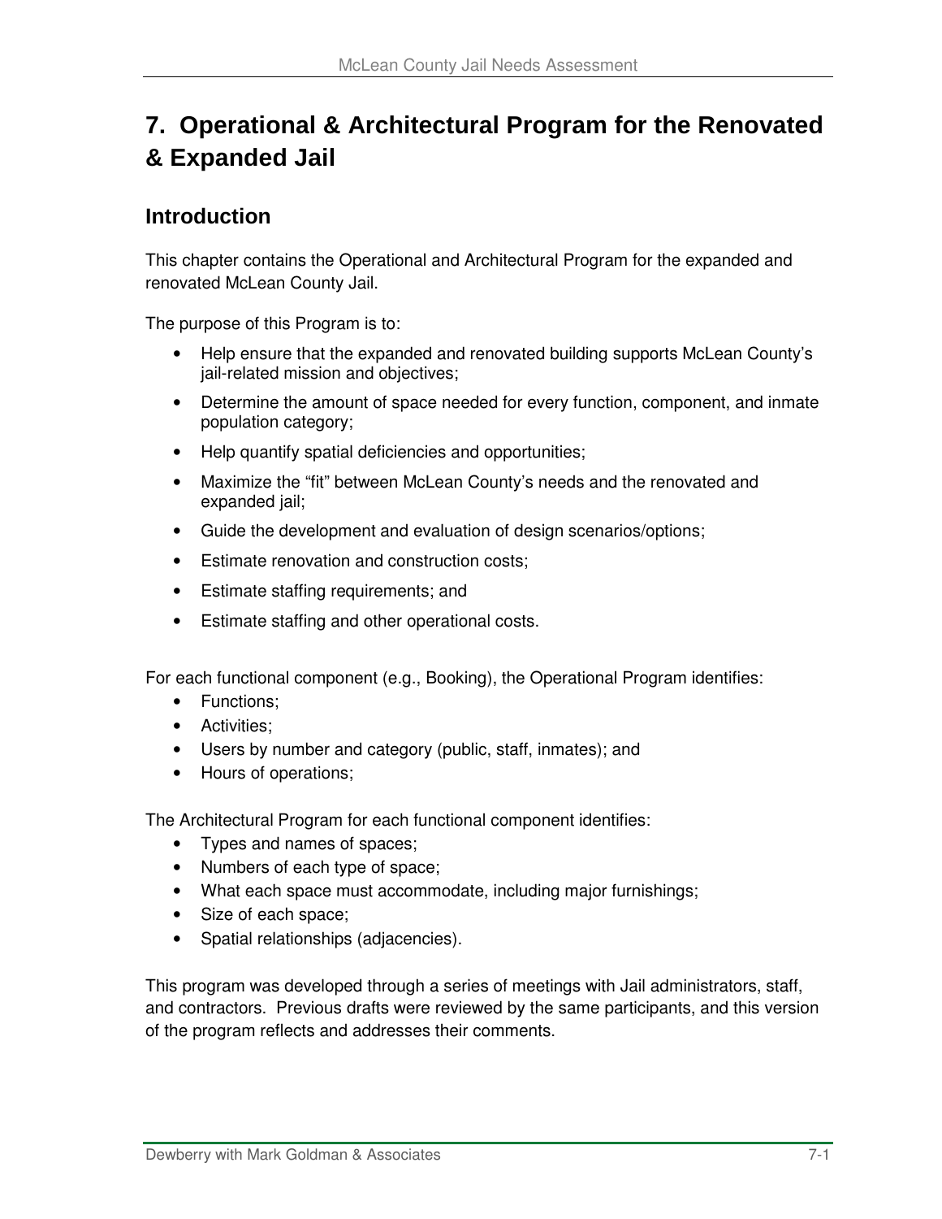# 7. Operational & Architectural Program for the Renovated & Expanded Jail

## Introduction

This chapter contains the Operational and Architectural Program for the expanded and renovated McLean County Jail.

The purpose of this Program is to:

- Help ensure that the expanded and renovated building supports McLean County's jail-related mission and objectives;
- Determine the amount of space needed for every function, component, and inmate population category;
- Help quantify spatial deficiencies and opportunities;
- Maximize the "fit" between McLean County's needs and the renovated and expanded jail;
- Guide the development and evaluation of design scenarios/options;
- Estimate renovation and construction costs;
- Estimate staffing requirements; and
- Estimate staffing and other operational costs.

For each functional component (e.g., Booking), the Operational Program identifies:

- Functions;
- Activities;
- Users by number and category (public, staff, inmates); and
- Hours of operations;

The Architectural Program for each functional component identifies:

- Types and names of spaces;
- Numbers of each type of space;
- What each space must accommodate, including major furnishings;
- Size of each space;
- Spatial relationships (adjacencies).

This program was developed through a series of meetings with Jail administrators, staff, and contractors. Previous drafts were reviewed by the same participants, and this version of the program reflects and addresses their comments.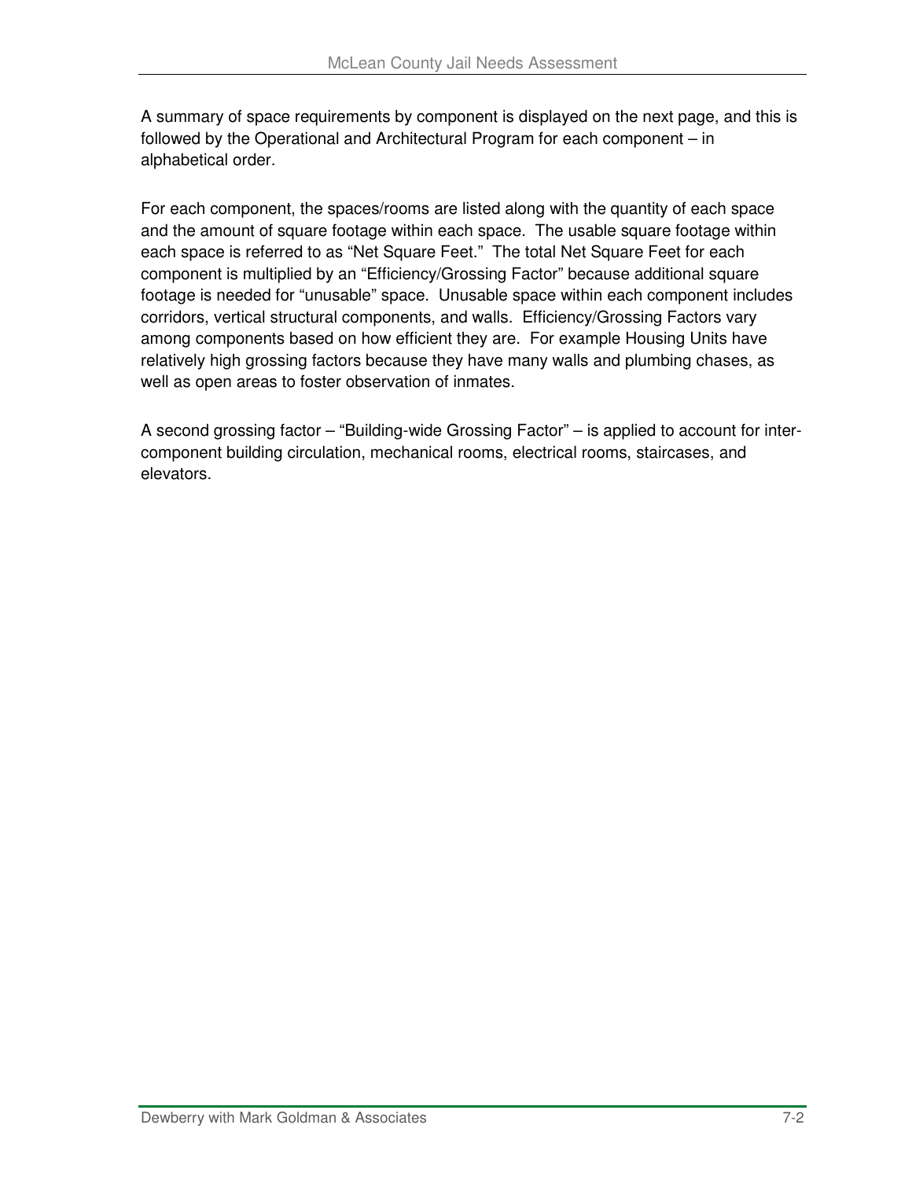A summary of space requirements by component is displayed on the next page, and this is followed by the Operational and Architectural Program for each component – in alphabetical order.

For each component, the spaces/rooms are listed along with the quantity of each space and the amount of square footage within each space. The usable square footage within each space is referred to as "Net Square Feet." The total Net Square Feet for each component is multiplied by an "Efficiency/Grossing Factor" because additional square footage is needed for "unusable" space. Unusable space within each component includes corridors, vertical structural components, and walls. Efficiency/Grossing Factors vary among components based on how efficient they are. For example Housing Units have relatively high grossing factors because they have many walls and plumbing chases, as well as open areas to foster observation of inmates.

A second grossing factor – "Building-wide Grossing Factor" – is applied to account for inter-component building circulation, mechanical rooms, electrical rooms, staircases, and elevators.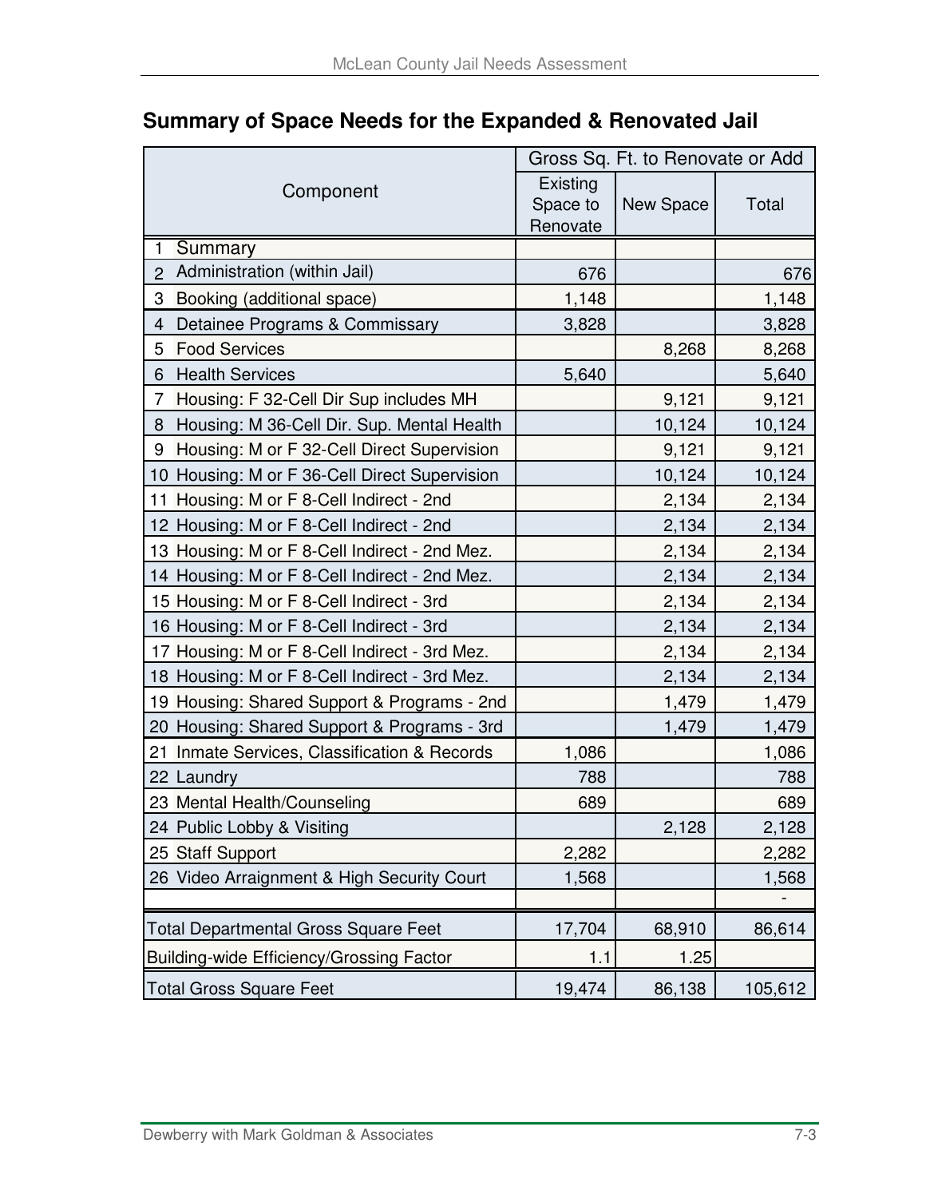## Summary of Space Needs for the Expanded & Renovated Jail

| Component | Gross Sq. Ft. to Renovate or Add | | |
|---|---|---|---|
| | Existing Space to Renovate | New Space | Total |
| 1 Summary | | | |
| 2 Administration (within Jail) | 676 | | 676 |
| 3 Booking (additional space) | 1,148 | | 1,148 |
| 4 Detainee Programs & Commissary | 3,828 | | 3,828 |
| 5 Food Services | | 8,268 | 8,268 |
| 6 Health Services | 5,640 | | 5,640 |
| 7 Housing: F 32-Cell Dir Sup includes MH | | 9,121 | 9,121 |
| 8 Housing: M 36-Cell Dir. Sup. Mental Health | | 10,124 | 10,124 |
| 9 Housing: M or F 32-Cell Direct Supervision | | 9,121 | 9,121 |
| 10 Housing: M or F 36-Cell Direct Supervision | | 10,124 | 10,124 |
| 11 Housing: M or F 8-Cell Indirect - 2nd | | 2,134 | 2,134 |
| 12 Housing: M or F 8-Cell Indirect - 2nd | | 2,134 | 2,134 |
| 13 Housing: M or F 8-Cell Indirect - 2nd Mez. | | 2,134 | 2,134 |
| 14 Housing: M or F 8-Cell Indirect - 2nd Mez. | | 2,134 | 2,134 |
| 15 Housing: M or F 8-Cell Indirect - 3rd | | 2,134 | 2,134 |
| 16 Housing: M or F 8-Cell Indirect - 3rd | | 2,134 | 2,134 |
| 17 Housing: M or F 8-Cell Indirect - 3rd Mez. | | 2,134 | 2,134 |
| 18 Housing: M or F 8-Cell Indirect - 3rd Mez. | | 2,134 | 2,134 |
| 19 Housing: Shared Support & Programs - 2nd | | 1,479 | 1,479 |
| 20 Housing: Shared Support & Programs - 3rd | | 1,479 | 1,479 |
| 21 Inmate Services, Classification & Records | 1,086 | | 1,086 |
| 22 Laundry | 788 | | 788 |
| 23 Mental Health/Counseling | 689 | | 689 |
| 24 Public Lobby & Visiting | | 2,128 | 2,128 |
| 25 Staff Support | 2,282 | | 2,282 |
| 26 Video Arraignment & High Security Court | 1,568 | | 1,568 |
| | | | - |
| Total Departmental Gross Square Feet | 17,704 | 68,910 | 86,614 |
| Building-wide Efficiency/Grossing Factor | 1.1 | 1.25 | |
| Total Gross Square Feet | 19,474 | 86,138 | 105,612 |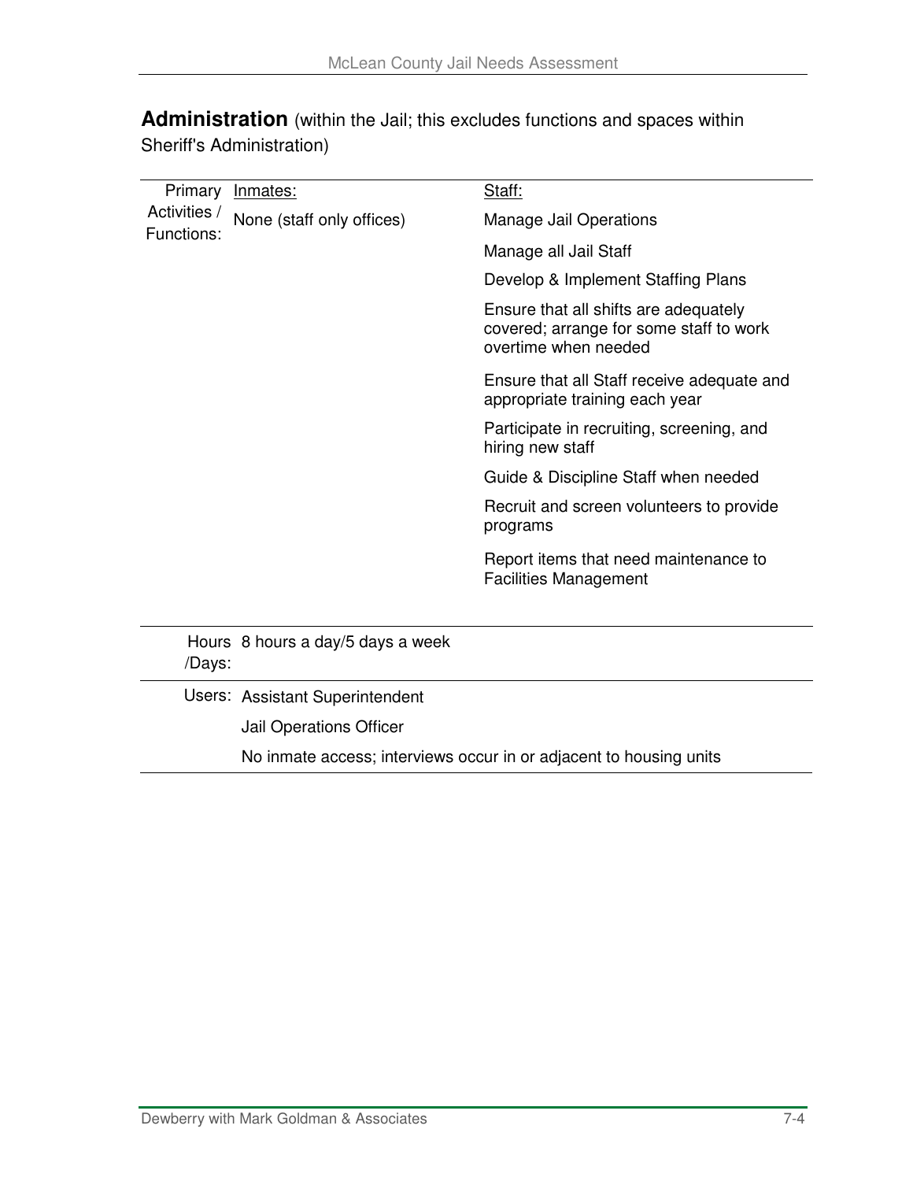## **Administration** (within the Jail; this excludes functions and spaces within Sheriff's Administration)

| Primary Activities / Functions: | Inmates: | Staff: |
|---|---|---|
| | None (staff only offices) | Manage Jail Operations |
| | | Manage all Jail Staff |
| | | Develop & Implement Staffing Plans |
| | | Ensure that all shifts are adequately covered; arrange for some staff to work overtime when needed |
| | | Ensure that all Staff receive adequate and appropriate training each year |
| | | Participate in recruiting, screening, and hiring new staff |
| | | Guide & Discipline Staff when needed |
| | | Recruit and screen volunteers to provide programs |
| | | Report items that need maintenance to Facilities Management |

| | |
|---|---|
| Hours /Days: | 8 hours a day/5 days a week |
| Users: | Assistant Superintendent |
| | Jail Operations Officer |
| | No inmate access; interviews occur in or adjacent to housing units |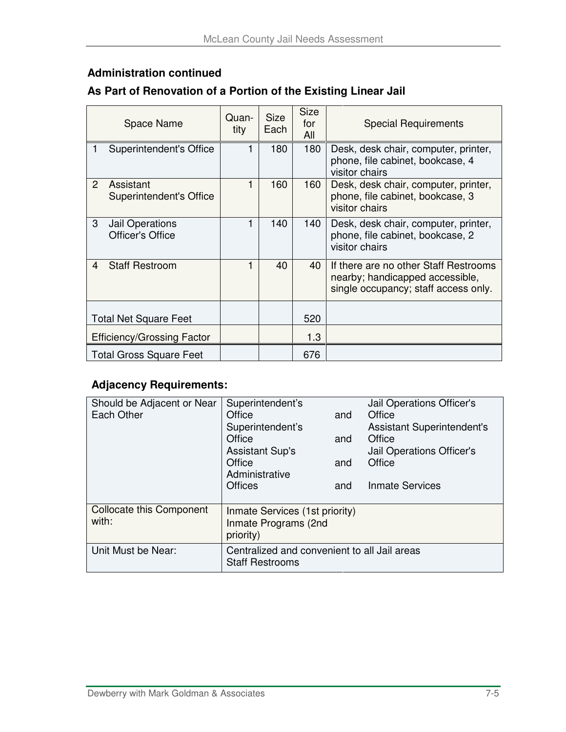### Administration continued

### As Part of Renovation of a Portion of the Existing Linear Jail

| Space Name | Quantity | Size Each | Size for All | Special Requirements |
|---|---|---|---|---|
| 1 Superintendent's Office | 1 | 180 | 180 | Desk, desk chair, computer, printer, phone, file cabinet, bookcase, 4 visitor chairs |
| 2 Assistant Superintendent's Office | 1 | 160 | 160 | Desk, desk chair, computer, printer, phone, file cabinet, bookcase, 3 visitor chairs |
| 3 Jail Operations Officer's Office | 1 | 140 | 140 | Desk, desk chair, computer, printer, phone, file cabinet, bookcase, 2 visitor chairs |
| 4 Staff Restroom | 1 | 40 | 40 | If there are no other Staff Restrooms nearby; handicapped accessible, single occupancy; staff access only. |
| Total Net Square Feet | | | 520 | |
| Efficiency/Grossing Factor | | | 1.3 | |
| Total Gross Square Feet | | | 676 | |

**Adjacency Requirements:**

| | | | |
|---|---|---|---|
| Should be Adjacent or Near Each Other | Superintendent's Office | and | Jail Operations Officer's Office |
| | Superintendent's Office | and | Assistant Superintendent's Office |
| | Assistant Sup's Office | and | Jail Operations Officer's Office |
| | Administrative Offices | and | Inmate Services |
| Collocate this Component with: | Inmate Services (1st priority)<br>Inmate Programs (2nd priority) | | |
| Unit Must be Near: | Centralized and convenient to all Jail areas<br>Staff Restrooms | | |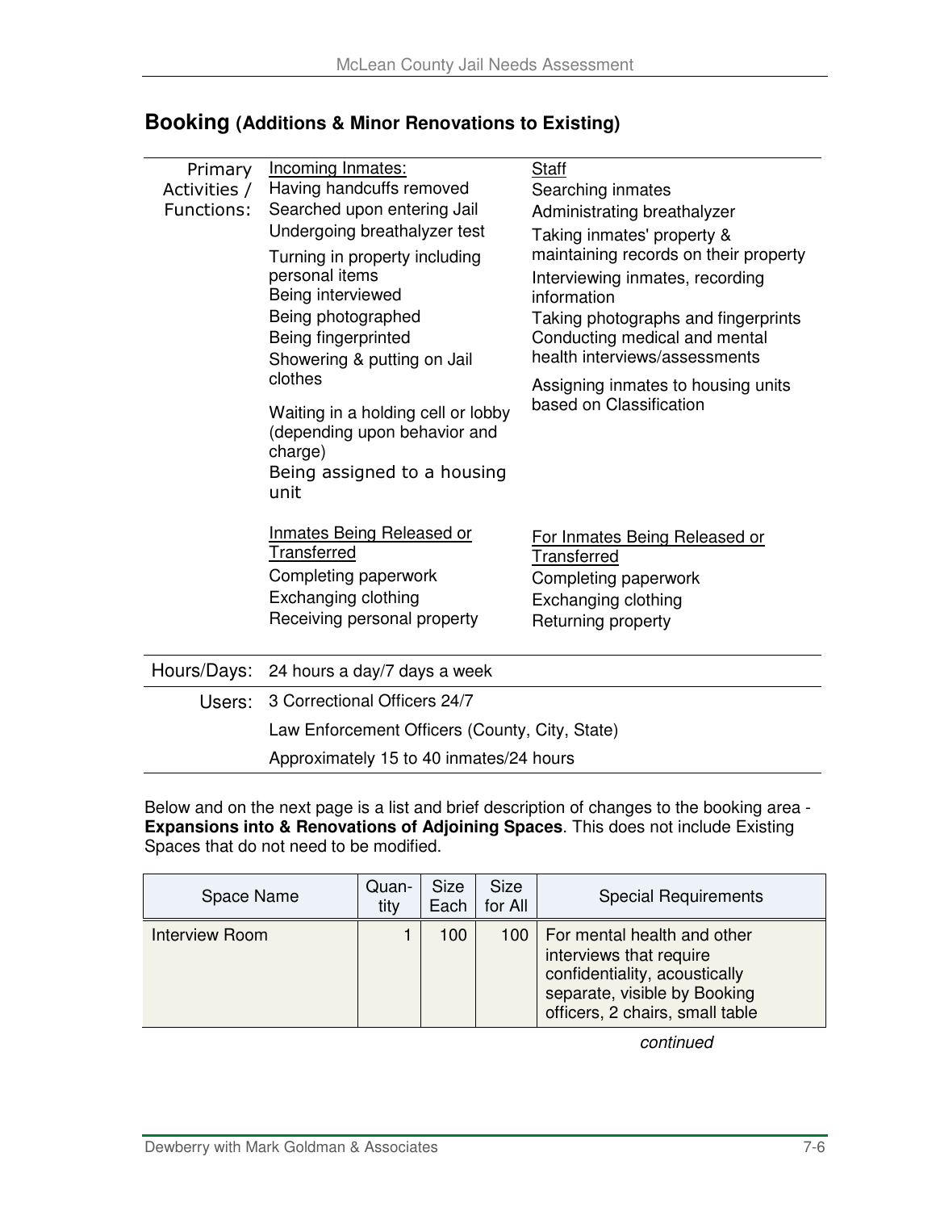## Booking (Additions & Minor Renovations to Existing)

| | | |
|---|---|---|
| Primary Activities / Functions: | <u>Incoming Inmates:</u><br>Having handcuffs removed<br>Searched upon entering Jail<br>Undergoing breathalyzer test<br>Turning in property including personal items<br>Being interviewed<br>Being photographed<br>Being fingerprinted<br>Showering & putting on Jail clothes<br>Waiting in a holding cell or lobby (depending upon behavior and charge)<br>Being assigned to a housing unit | <u>Staff</u><br>Searching inmates<br>Administrating breathalyzer<br>Taking inmates' property & maintaining records on their property<br>Interviewing inmates, recording information<br>Taking photographs and fingerprints<br>Conducting medical and mental health interviews/assessments<br>Assigning inmates to housing units based on Classification |
| | <u>Inmates Being Released or Transferred</u><br>Completing paperwork<br>Exchanging clothing<br>Receiving personal property | <u>For Inmates Being Released or Transferred</u><br>Completing paperwork<br>Exchanging clothing<br>Returning property |
| Hours/Days: | 24 hours a day/7 days a week | |
| Users: | 3 Correctional Officers 24/7<br>Law Enforcement Officers (County, City, State)<br>Approximately 15 to 40 inmates/24 hours | |

Below and on the next page is a list and brief description of changes to the booking area - **Expansions into & Renovations of Adjoining Spaces**. This does not include Existing Spaces that do not need to be modified.

| Space Name | Quantity | Size Each | Size for All | Special Requirements |
|---|---|---|---|---|
| Interview Room | 1 | 100 | 100 | For mental health and other interviews that require confidentiality, acoustically separate, visible by Booking officers, 2 chairs, small table |

*continued*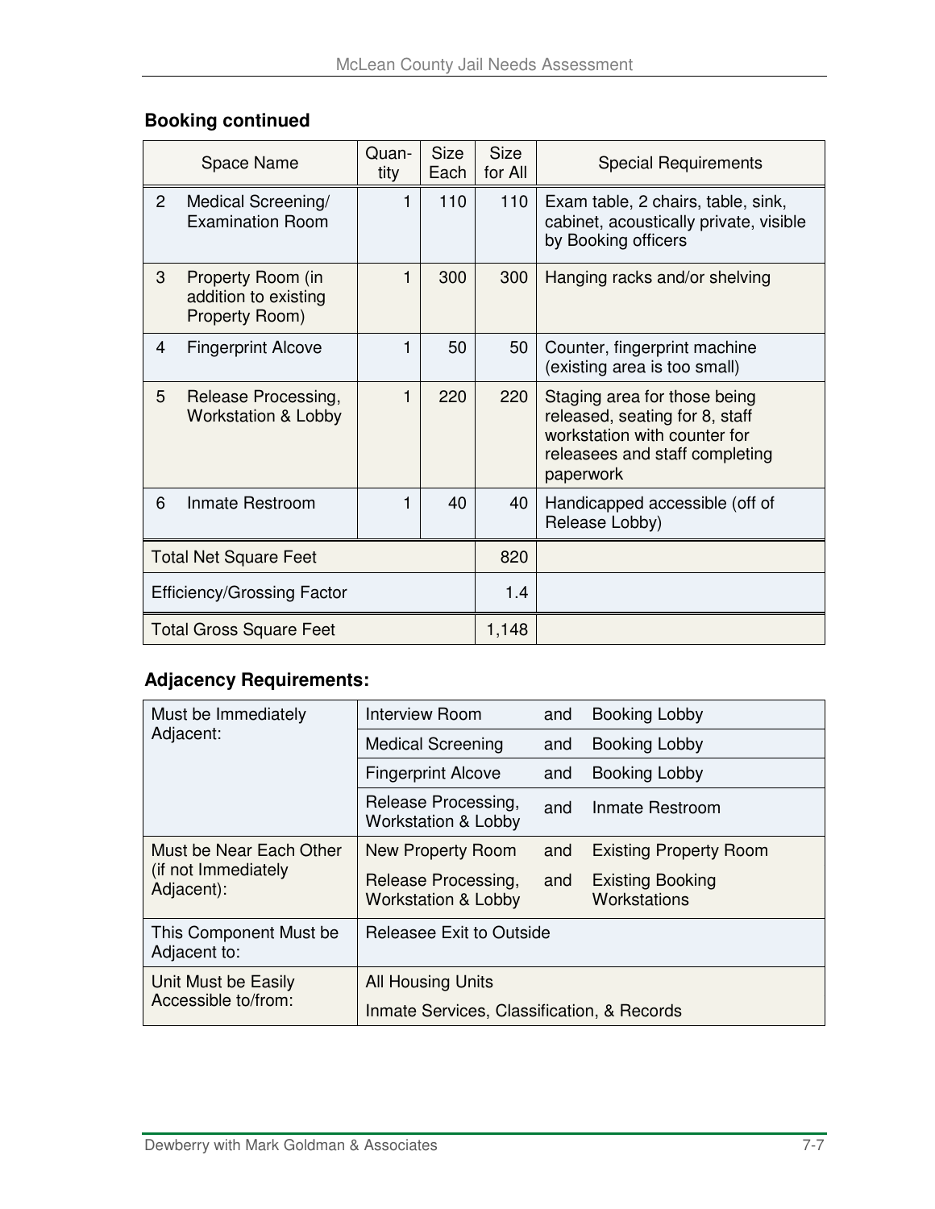## Booking continued

| | Space Name | Quantity | Size Each | Size for All | Special Requirements |
|---|---|---|---|---|---|
| 2 | Medical Screening/ Examination Room | 1 | 110 | 110 | Exam table, 2 chairs, table, sink, cabinet, acoustically private, visible by Booking officers |
| 3 | Property Room (in addition to existing Property Room) | 1 | 300 | 300 | Hanging racks and/or shelving |
| 4 | Fingerprint Alcove | 1 | 50 | 50 | Counter, fingerprint machine (existing area is too small) |
| 5 | Release Processing, Workstation & Lobby | 1 | 220 | 220 | Staging area for those being released, seating for 8, staff workstation with counter for releasees and staff completing paperwork |
| 6 | Inmate Restroom | 1 | 40 | 40 | Handicapped accessible (off of Release Lobby) |
| Total Net Square Feet | | | | 820 | |
| Efficiency/Grossing Factor | | | | 1.4 | |
| Total Gross Square Feet | | | | 1,148 | |

## Adjacency Requirements:

| | | | |
|---|---|---|---|
| Must be Immediately Adjacent: | Interview Room | and | Booking Lobby |
| | Medical Screening | and | Booking Lobby |
| | Fingerprint Alcove | and | Booking Lobby |
| | Release Processing, Workstation & Lobby | and | Inmate Restroom |
| Must be Near Each Other (if not Immediately Adjacent): | New Property Room | and | Existing Property Room |
| | Release Processing, Workstation & Lobby | and | Existing Booking Workstations |
| This Component Must be Adjacent to: | Releasee Exit to Outside | | |
| Unit Must be Easily Accessible to/from: | All Housing Units | | |
| | Inmate Services, Classification, & Records | | |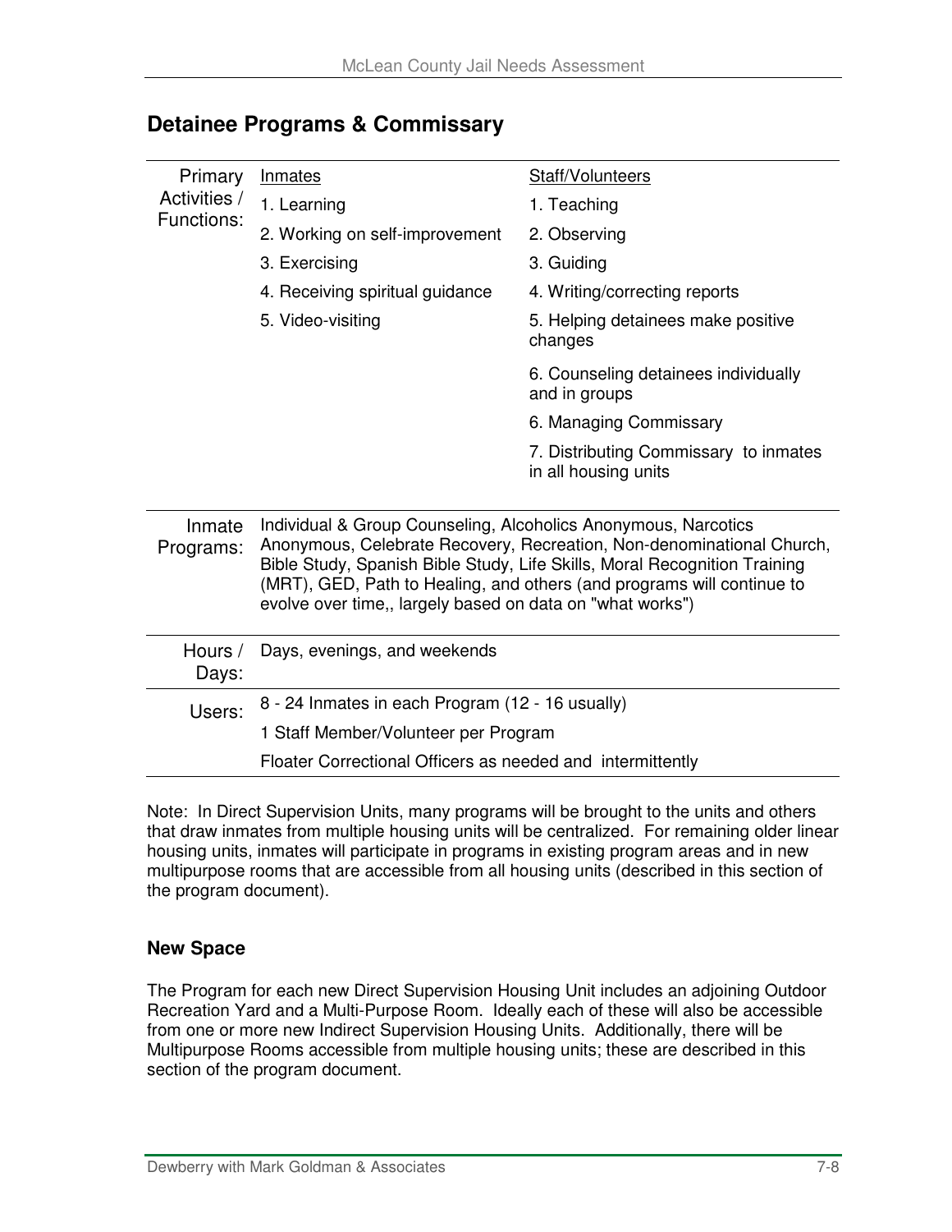## Detainee Programs & Commissary

| | | |
|---|---|---|
| Primary Activities / Functions: | Inmates | Staff/Volunteers |
| | 1. Learning | 1. Teaching |
| | 2. Working on self-improvement | 2. Observing |
| | 3. Exercising | 3. Guiding |
| | 4. Receiving spiritual guidance | 4. Writing/correcting reports |
| | 5. Video-visiting | 5. Helping detainees make positive changes |
| | | 6. Counseling detainees individually and in groups |
| | | 6. Managing Commissary |
| | | 7. Distributing Commissary to inmates in all housing units |
| Inmate Programs: | Individual & Group Counseling, Alcoholics Anonymous, Narcotics Anonymous, Celebrate Recovery, Recreation, Non-denominational Church, Bible Study, Spanish Bible Study, Life Skills, Moral Recognition Training (MRT), GED, Path to Healing, and others (and programs will continue to evolve over time,, largely based on data on "what works") | |
| Hours / Days: | Days, evenings, and weekends | |
| Users: | 8 - 24 Inmates in each Program (12 - 16 usually) | |
| | 1 Staff Member/Volunteer per Program | |
| | Floater Correctional Officers as needed and intermittently | |

Note: In Direct Supervision Units, many programs will be brought to the units and others that draw inmates from multiple housing units will be centralized. For remaining older linear housing units, inmates will participate in programs in existing program areas and in new multipurpose rooms that are accessible from all housing units (described in this section of the program document).

### New Space

The Program for each new Direct Supervision Housing Unit includes an adjoining Outdoor Recreation Yard and a Multi-Purpose Room. Ideally each of these will also be accessible from one or more new Indirect Supervision Housing Units. Additionally, there will be Multipurpose Rooms accessible from multiple housing units; these are described in this section of the program document.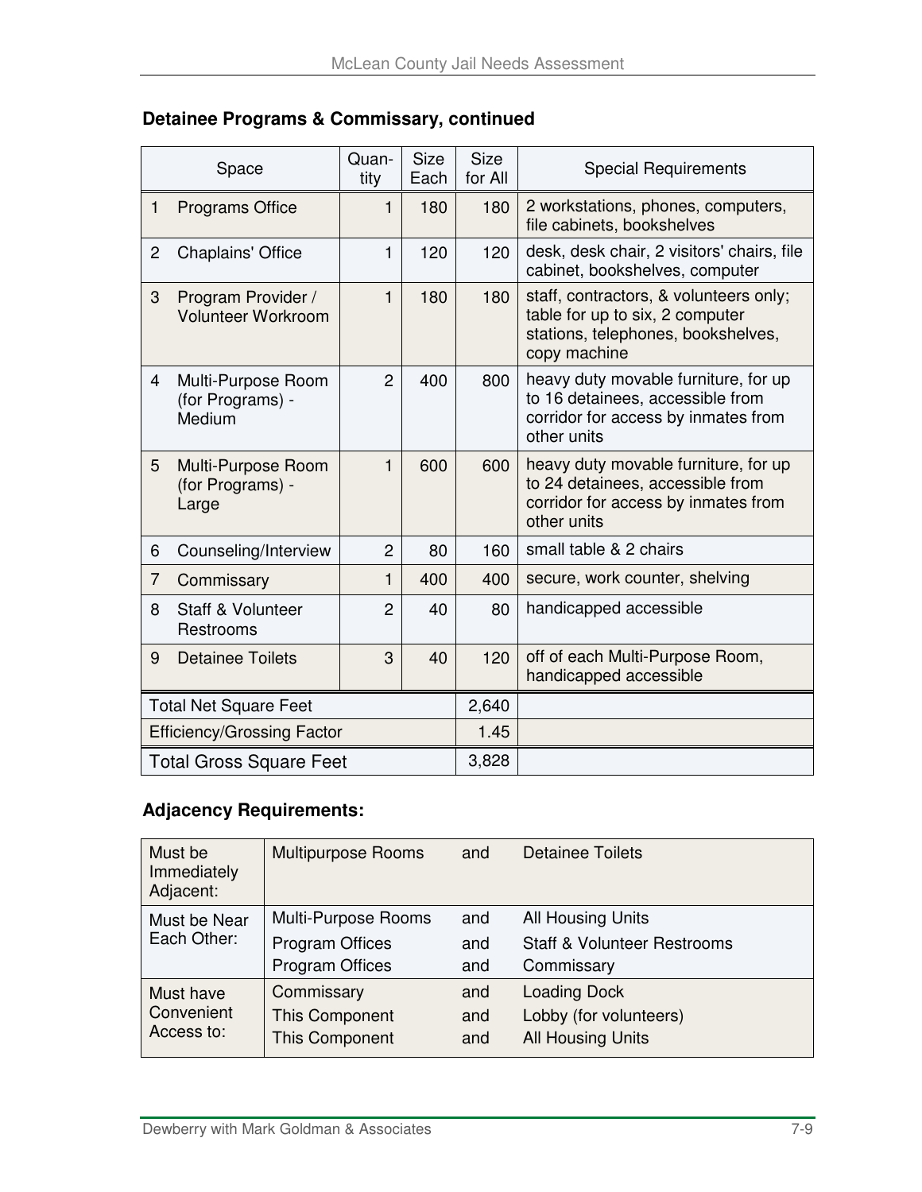### Detainee Programs & Commissary, continued

| | Space | Quantity | Size Each | Size for All | Special Requirements |
|---|---|---|---|---|---|
| 1 | Programs Office | 1 | 180 | 180 | 2 workstations, phones, computers, file cabinets, bookshelves |
| 2 | Chaplains' Office | 1 | 120 | 120 | desk, desk chair, 2 visitors' chairs, file cabinet, bookshelves, computer |
| 3 | Program Provider / Volunteer Workroom | 1 | 180 | 180 | staff, contractors, & volunteers only; table for up to six, 2 computer stations, telephones, bookshelves, copy machine |
| 4 | Multi-Purpose Room (for Programs) - Medium | 2 | 400 | 800 | heavy duty movable furniture, for up to 16 detainees, accessible from corridor for access by inmates from other units |
| 5 | Multi-Purpose Room (for Programs) - Large | 1 | 600 | 600 | heavy duty movable furniture, for up to 24 detainees, accessible from corridor for access by inmates from other units |
| 6 | Counseling/Interview | 2 | 80 | 160 | small table & 2 chairs |
| 7 | Commissary | 1 | 400 | 400 | secure, work counter, shelving |
| 8 | Staff & Volunteer Restrooms | 2 | 40 | 80 | handicapped accessible |
| 9 | Detainee Toilets | 3 | 40 | 120 | off of each Multi-Purpose Room, handicapped accessible |
| | Total Net Square Feet | | | 2,640 | |
| | Efficiency/Grossing Factor | | | 1.45 | |
| | Total Gross Square Feet | | | 3,828 | |

### Adjacency Requirements:

| | | | |
|---|---|---|---|
| Must be Immediately Adjacent: | Multipurpose Rooms | and | Detainee Toilets |
| Must be Near Each Other: | Multi-Purpose Rooms | and | All Housing Units |
| | Program Offices | and | Staff & Volunteer Restrooms |
| | Program Offices | and | Commissary |
| Must have Convenient Access to: | Commissary | and | Loading Dock |
| | This Component | and | Lobby (for volunteers) |
| | This Component | and | All Housing Units |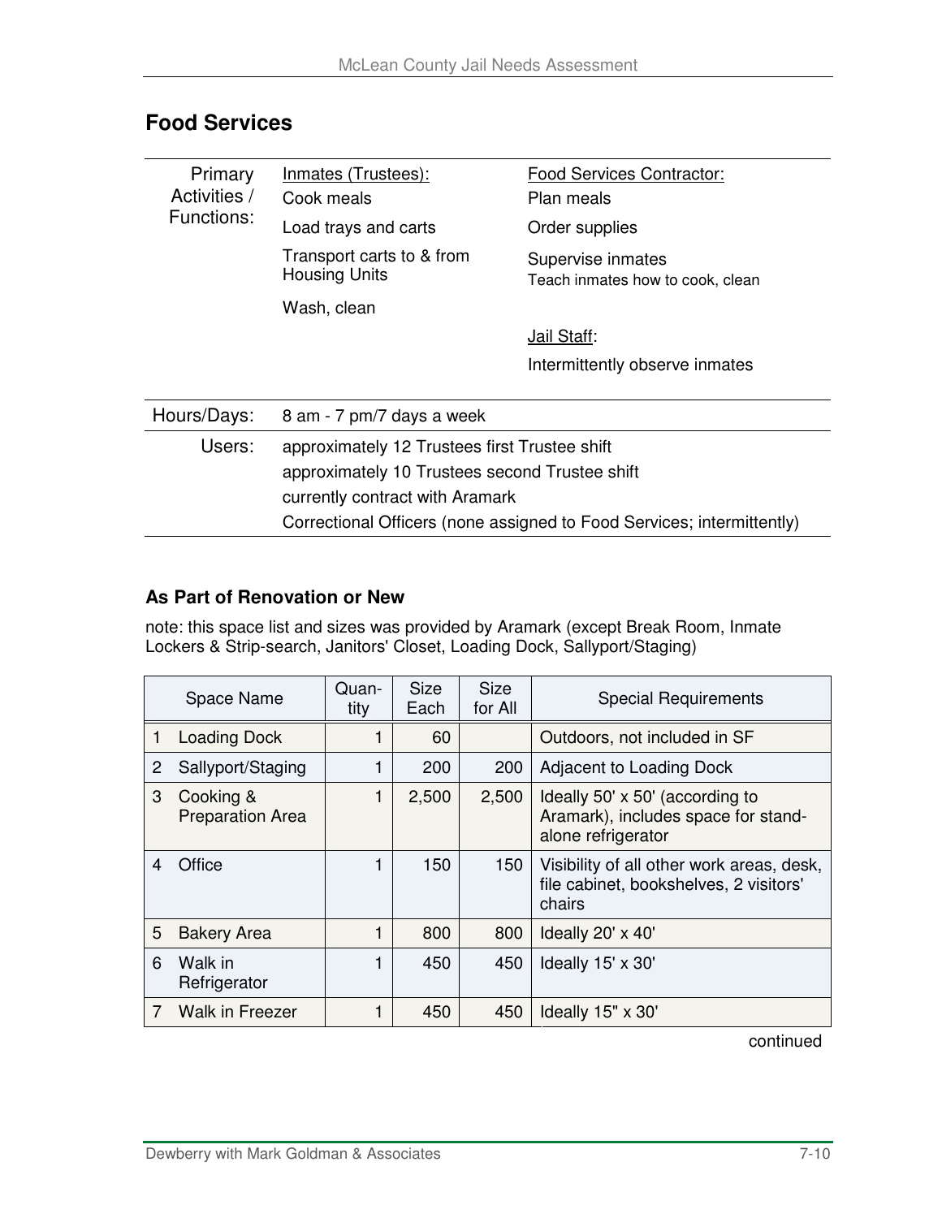## Food Services

| Primary Activities / Functions: | Inmates (Trustees): | Food Services Contractor: |
|---|---|---|
| | Cook meals | Plan meals |
| | Load trays and carts | Order supplies |
| | Transport carts to & from Housing Units | Supervise inmates<br>Teach inmates how to cook, clean |
| | Wash, clean | |
| | | Jail Staff: |
| | | Intermittently observe inmates |

| | |
|---|---|
| Hours/Days: | 8 am - 7 pm/7 days a week |
| Users: | approximately 12 Trustees first Trustee shift<br>approximately 10 Trustees second Trustee shift<br>currently contract with Aramark<br>Correctional Officers (none assigned to Food Services; intermittently) |

### As Part of Renovation or New

note: this space list and sizes was provided by Aramark (except Break Room, Inmate Lockers & Strip-search, Janitors' Closet, Loading Dock, Sallyport/Staging)

| | Space Name | Quan-tity | Size Each | Size for All | Special Requirements |
|---|---|---|---|---|---|
| 1 | Loading Dock | 1 | 60 | | Outdoors, not included in SF |
| 2 | Sallyport/Staging | 1 | 200 | 200 | Adjacent to Loading Dock |
| 3 | Cooking & Preparation Area | 1 | 2,500 | 2,500 | Ideally 50' x 50' (according to Aramark), includes space for stand-alone refrigerator |
| 4 | Office | 1 | 150 | 150 | Visibility of all other work areas, desk, file cabinet, bookshelves, 2 visitors' chairs |
| 5 | Bakery Area | 1 | 800 | 800 | Ideally 20' x 40' |
| 6 | Walk in Refrigerator | 1 | 450 | 450 | Ideally 15' x 30' |
| 7 | Walk in Freezer | 1 | 450 | 450 | Ideally 15" x 30' |

continued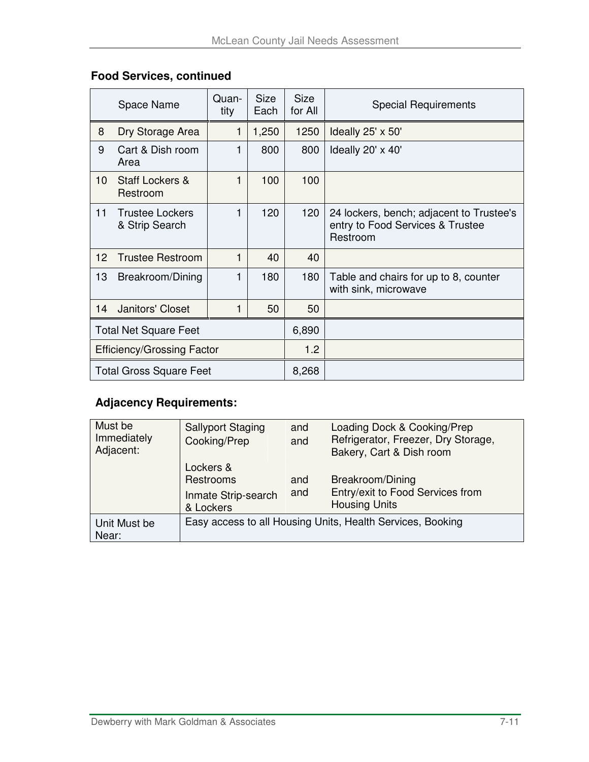### Food Services, continued

| | Space Name | Quan-tity | Size Each | Size for All | Special Requirements |
|---|---|---|---|---|---|
| 8 | Dry Storage Area | 1 | 1,250 | 1250 | Ideally 25' x 50' |
| 9 | Cart & Dish room Area | 1 | 800 | 800 | Ideally 20' x 40' |
| 10 | Staff Lockers & Restroom | 1 | 100 | 100 | |
| 11 | Trustee Lockers & Strip Search | 1 | 120 | 120 | 24 lockers, bench; adjacent to Trustee's entry to Food Services & Trustee Restroom |
| 12 | Trustee Restroom | 1 | 40 | 40 | |
| 13 | Breakroom/Dining | 1 | 180 | 180 | Table and chairs for up to 8, counter with sink, microwave |
| 14 | Janitors' Closet | 1 | 50 | 50 | |
| Total Net Square Feet | | | | 6,890 | |
| Efficiency/Grossing Factor | | | | 1.2 | |
| Total Gross Square Feet | | | | 8,268 | |

### Adjacency Requirements:

| | | | |
|---|---|---|---|
| Must be Immediately Adjacent: | Sallyport Staging | and | Loading Dock & Cooking/Prep |
| | Cooking/Prep | and | Refrigerator, Freezer, Dry Storage, Bakery, Cart & Dish room |
| | Lockers & Restrooms | and | Breakroom/Dining |
| | Inmate Strip-search & Lockers | and | Entry/exit to Food Services from Housing Units |
| Unit Must be Near: | Easy access to all Housing Units, Health Services, Booking | | |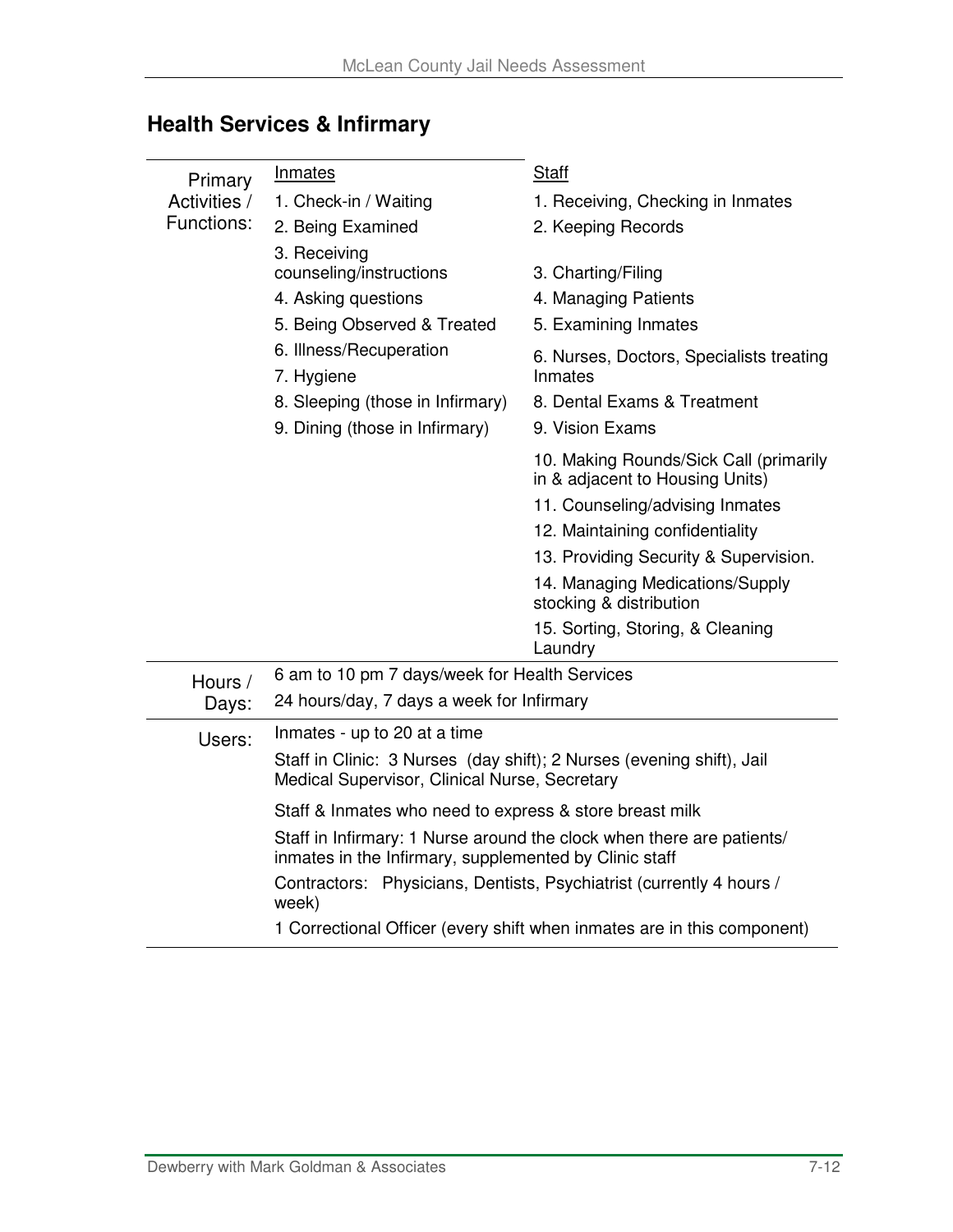## Health Services & Infirmary

| | | |
|---|---|---|
| Primary Activities / Functions: | Inmates | Staff |
| | 1. Check-in / Waiting | 1. Receiving, Checking in Inmates |
| | 2. Being Examined | 2. Keeping Records |
| | 3. Receiving counseling/instructions | 3. Charting/Filing |
| | 4. Asking questions | 4. Managing Patients |
| | 5. Being Observed & Treated | 5. Examining Inmates |
| | 6. Illness/Recuperation | 6. Nurses, Doctors, Specialists treating Inmates |
| | 7. Hygiene | |
| | 8. Sleeping (those in Infirmary) | 8. Dental Exams & Treatment |
| | 9. Dining (those in Infirmary) | 9. Vision Exams |
| | | 10. Making Rounds/Sick Call (primarily in & adjacent to Housing Units) |
| | | 11. Counseling/advising Inmates |
| | | 12. Maintaining confidentiality |
| | | 13. Providing Security & Supervision. |
| | | 14. Managing Medications/Supply stocking & distribution |
| | | 15. Sorting, Storing, & Cleaning Laundry |
| Hours / Days: | 6 am to 10 pm 7 days/week for Health Services | |
| | 24 hours/day, 7 days a week for Infirmary | |
| Users: | Inmates - up to 20 at a time | |
| | Staff in Clinic: 3 Nurses (day shift); 2 Nurses (evening shift), Jail Medical Supervisor, Clinical Nurse, Secretary | |
| | Staff & Inmates who need to express & store breast milk | |
| | Staff in Infirmary: 1 Nurse around the clock when there are patients/ inmates in the Infirmary, supplemented by Clinic staff | |
| | Contractors: Physicians, Dentists, Psychiatrist (currently 4 hours / week) | |
| | 1 Correctional Officer (every shift when inmates are in this component) | |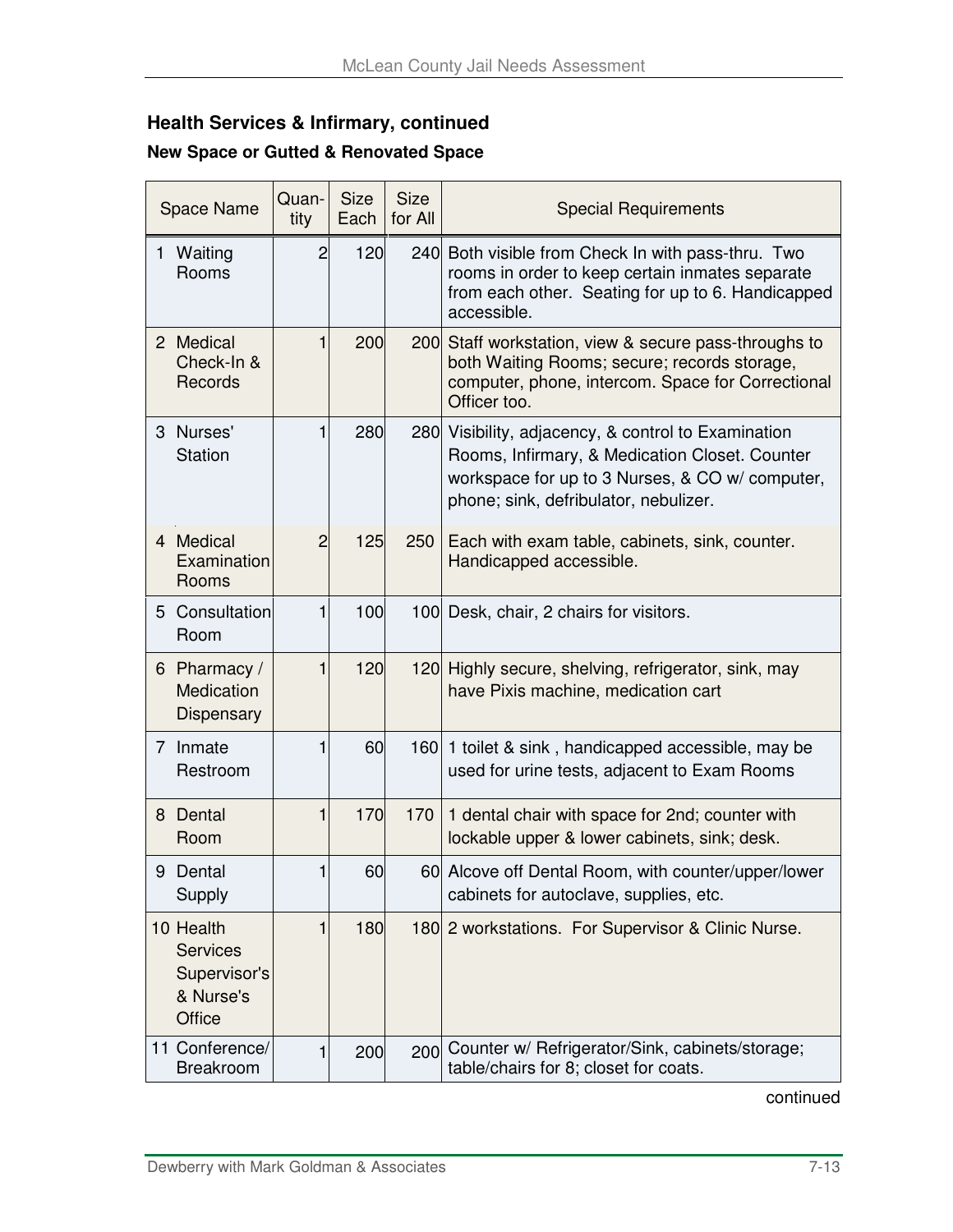### Health Services & Infirmary, continued

#### New Space or Gutted & Renovated Space

| Space Name | Quan-tity | Size Each | Size for All | Special Requirements |
|---|---|---|---|---|
| 1 Waiting Rooms | 2 | 120 | 240 | Both visible from Check In with pass-thru. Two rooms in order to keep certain inmates separate from each other. Seating for up to 6. Handicapped accessible. |
| 2 Medical Check-In & Records | 1 | 200 | 200 | Staff workstation, view & secure pass-throughs to both Waiting Rooms; secure; records storage, computer, phone, intercom. Space for Correctional Officer too. |
| 3 Nurses' Station | 1 | 280 | 280 | Visibility, adjacency, & control to Examination Rooms, Infirmary, & Medication Closet. Counter workspace for up to 3 Nurses, & CO w/ computer, phone; sink, defribulator, nebulizer. |
| 4 Medical Examination Rooms | 2 | 125 | 250 | Each with exam table, cabinets, sink, counter. Handicapped accessible. |
| 5 Consultation Room | 1 | 100 | 100 | Desk, chair, 2 chairs for visitors. |
| 6 Pharmacy / Medication Dispensary | 1 | 120 | 120 | Highly secure, shelving, refrigerator, sink, may have Pixis machine, medication cart |
| 7 Inmate Restroom | 1 | 60 | 160 | 1 toilet & sink , handicapped accessible, may be used for urine tests, adjacent to Exam Rooms |
| 8 Dental Room | 1 | 170 | 170 | 1 dental chair with space for 2nd; counter with lockable upper & lower cabinets, sink; desk. |
| 9 Dental Supply | 1 | 60 | 60 | Alcove off Dental Room, with counter/upper/lower cabinets for autoclave, supplies, etc. |
| 10 Health Services Supervisor's & Nurse's Office | 1 | 180 | 180 | 2 workstations. For Supervisor & Clinic Nurse. |
| 11 Conference/ Breakroom | 1 | 200 | 200 | Counter w/ Refrigerator/Sink, cabinets/storage; table/chairs for 8; closet for coats. |

continued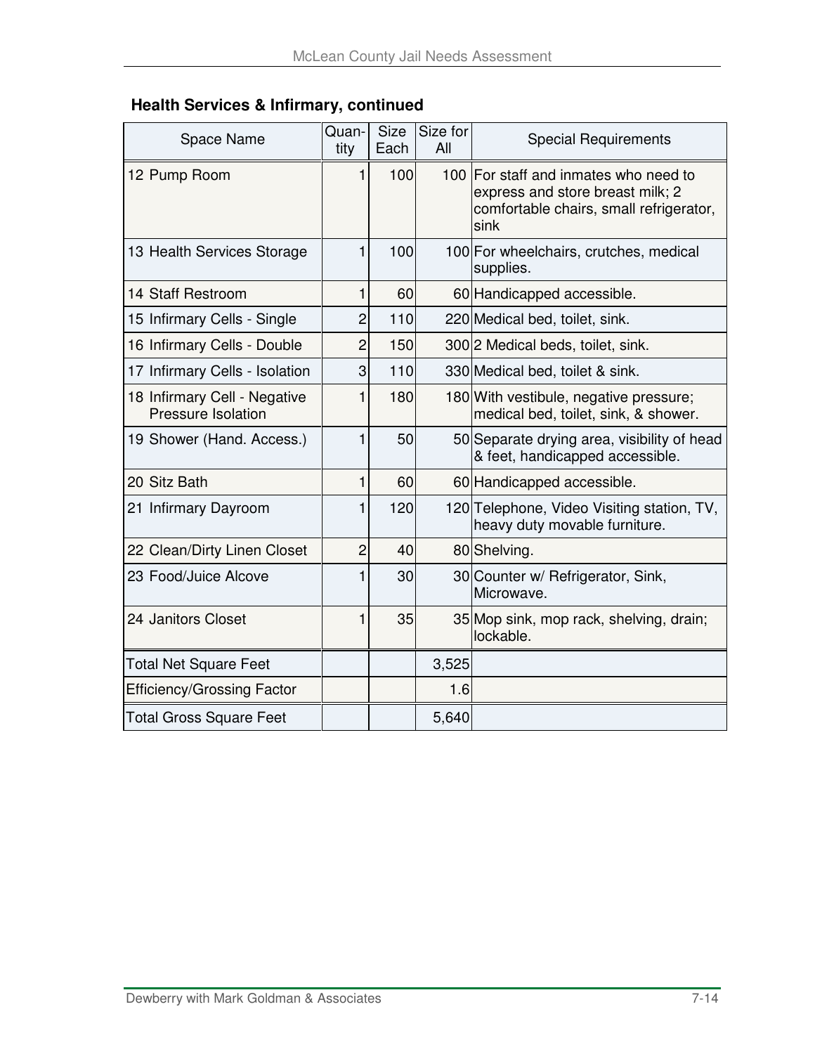### Health Services & Infirmary, continued

| Space Name | Quan-tity | Size Each | Size for All | Special Requirements |
|---|---|---|---|---|
| 12 Pump Room | 1 | 100 | 100 | For staff and inmates who need to express and store breast milk; 2 comfortable chairs, small refrigerator, sink |
| 13 Health Services Storage | 1 | 100 | 100 | For wheelchairs, crutches, medical supplies. |
| 14 Staff Restroom | 1 | 60 | 60 | Handicapped accessible. |
| 15 Infirmary Cells - Single | 2 | 110 | 220 | Medical bed, toilet, sink. |
| 16 Infirmary Cells - Double | 2 | 150 | 300 | 2 Medical beds, toilet, sink. |
| 17 Infirmary Cells - Isolation | 3 | 110 | 330 | Medical bed, toilet & sink. |
| 18 Infirmary Cell - Negative Pressure Isolation | 1 | 180 | 180 | With vestibule, negative pressure; medical bed, toilet, sink, & shower. |
| 19 Shower (Hand. Access.) | 1 | 50 | 50 | Separate drying area, visibility of head & feet, handicapped accessible. |
| 20 Sitz Bath | 1 | 60 | 60 | Handicapped accessible. |
| 21 Infirmary Dayroom | 1 | 120 | 120 | Telephone, Video Visiting station, TV, heavy duty movable furniture. |
| 22 Clean/Dirty Linen Closet | 2 | 40 | 80 | Shelving. |
| 23 Food/Juice Alcove | 1 | 30 | 30 | Counter w/ Refrigerator, Sink, Microwave. |
| 24 Janitors Closet | 1 | 35 | 35 | Mop sink, mop rack, shelving, drain; lockable. |
| Total Net Square Feet | | | 3,525 | |
| Efficiency/Grossing Factor | | | 1.6 | |
| Total Gross Square Feet | | | 5,640 | |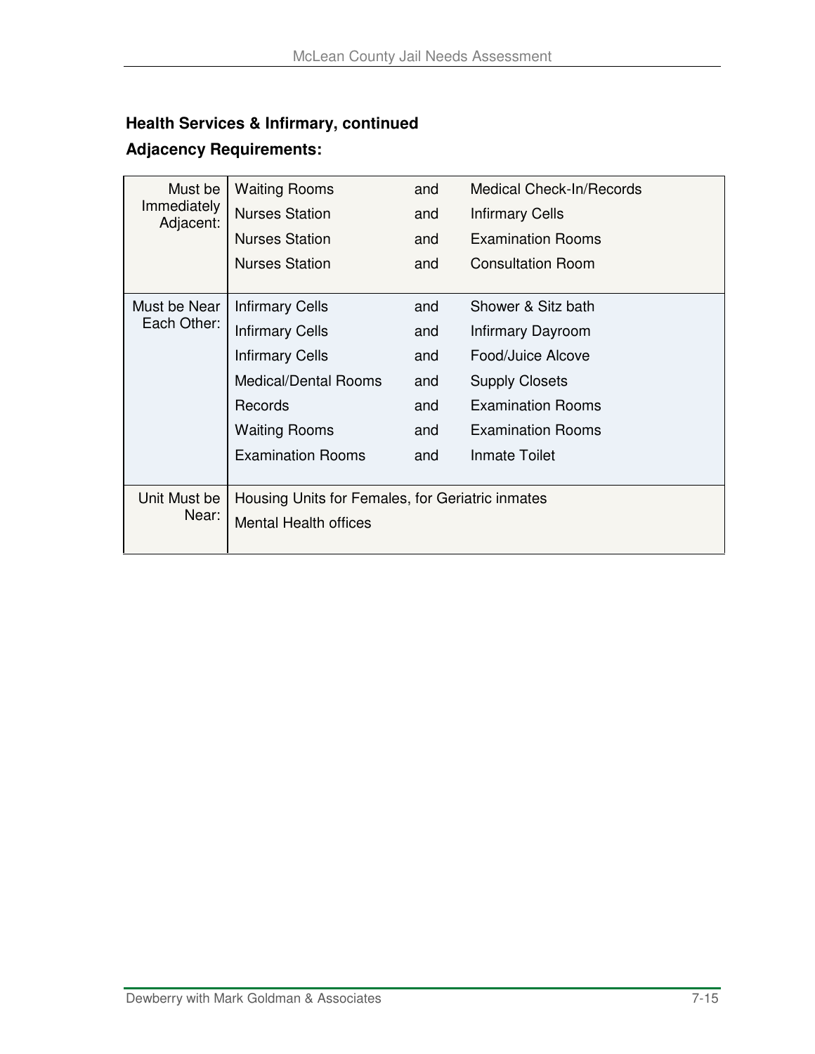**Health Services & Infirmary, continued**

**Adjacency Requirements:**

| | | | |
|---|---|---|---|
| Must be Immediately Adjacent: | Waiting Rooms | and | Medical Check-In/Records |
| | Nurses Station | and | Infirmary Cells |
| | Nurses Station | and | Examination Rooms |
| | Nurses Station | and | Consultation Room |
| Must be Near Each Other: | Infirmary Cells | and | Shower & Sitz bath |
| | Infirmary Cells | and | Infirmary Dayroom |
| | Infirmary Cells | and | Food/Juice Alcove |
| | Medical/Dental Rooms | and | Supply Closets |
| | Records | and | Examination Rooms |
| | Waiting Rooms | and | Examination Rooms |
| | Examination Rooms | and | Inmate Toilet |
| Unit Must be Near: | Housing Units for Females, for Geriatric inmates | | |
| | Mental Health offices | | |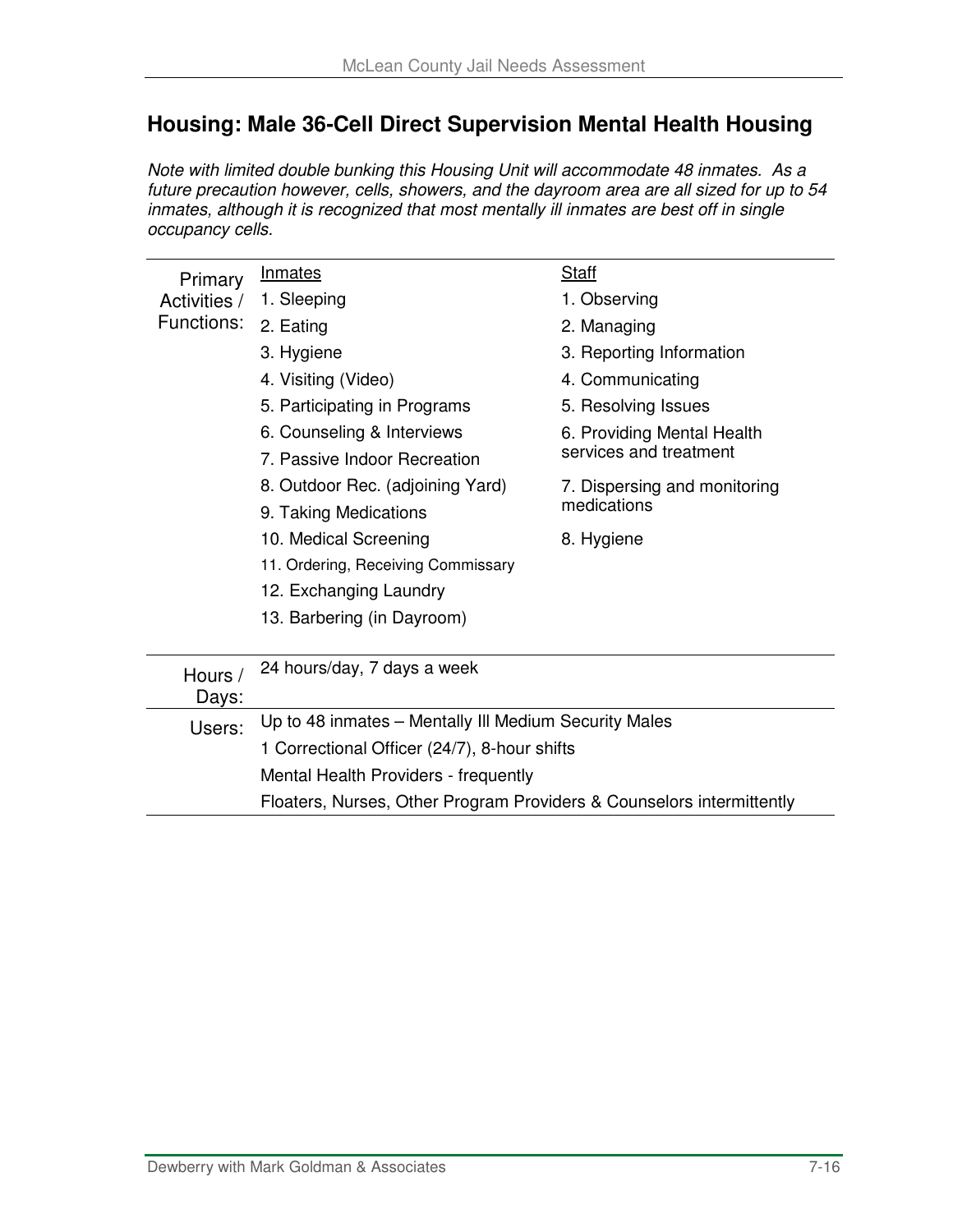## Housing: Male 36-Cell Direct Supervision Mental Health Housing

*Note with limited double bunking this Housing Unit will accommodate 48 inmates. As a future precaution however, cells, showers, and the dayroom area are all sized for up to 54 inmates, although it is recognized that most mentally ill inmates are best off in single occupancy cells.*

| | | |
|---|---|---|
| Primary Activities / Functions: | Inmates | Staff |
| | 1. Sleeping | 1. Observing |
| | 2. Eating | 2. Managing |
| | 3. Hygiene | 3. Reporting Information |
| | 4. Visiting (Video) | 4. Communicating |
| | 5. Participating in Programs | 5. Resolving Issues |
| | 6. Counseling & Interviews | 6. Providing Mental Health services and treatment |
| | 7. Passive Indoor Recreation | |
| | 8. Outdoor Rec. (adjoining Yard) | 7. Dispersing and monitoring medications |
| | 9. Taking Medications | |
| | 10. Medical Screening | 8. Hygiene |
| | 11. Ordering, Receiving Commissary | |
| | 12. Exchanging Laundry | |
| | 13. Barbering (in Dayroom) | |
| Hours / Days: | 24 hours/day, 7 days a week | |
| Users: | Up to 48 inmates – Mentally Ill Medium Security Males | |
| | 1 Correctional Officer (24/7), 8-hour shifts | |
| | Mental Health Providers - frequently | |
| | Floaters, Nurses, Other Program Providers & Counselors intermittently | |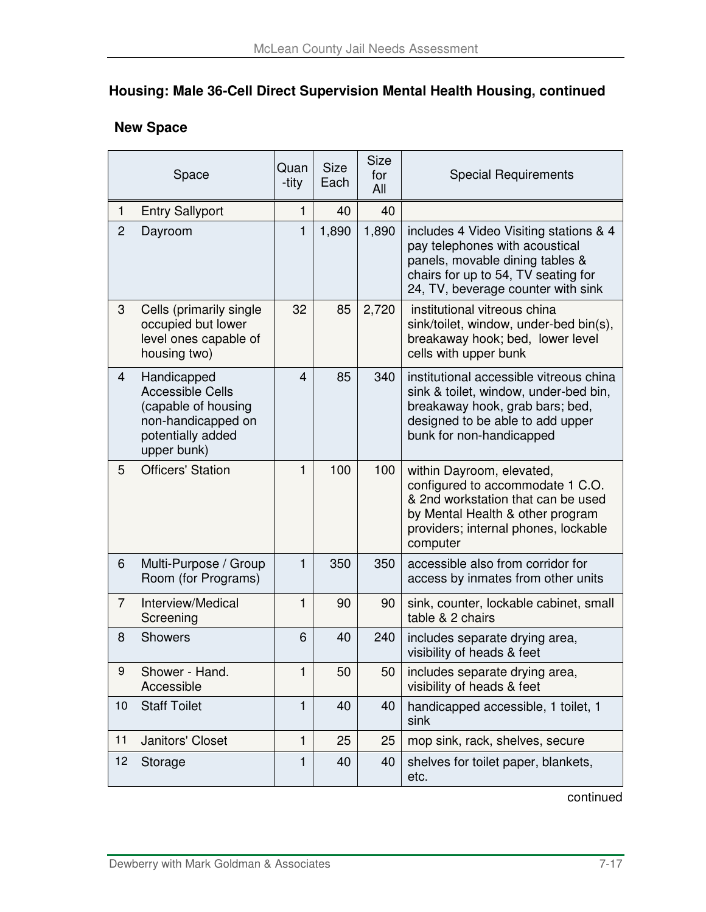## Housing: Male 36-Cell Direct Supervision Mental Health Housing, continued

### New Space

| | Space | Quan-tity | Size Each | Size for All | Special Requirements |
|---|---|---|---|---|---|
| 1 | Entry Sallyport | 1 | 40 | 40 | |
| 2 | Dayroom | 1 | 1,890 | 1,890 | includes 4 Video Visiting stations & 4 pay telephones with acoustical panels, movable dining tables & chairs for up to 54, TV seating for 24, TV, beverage counter with sink |
| 3 | Cells (primarily single occupied but lower level ones capable of housing two) | 32 | 85 | 2,720 | institutional vitreous china sink/toilet, window, under-bed bin(s), breakaway hook; bed, lower level cells with upper bunk |
| 4 | Handicapped Accessible Cells (capable of housing non-handicapped on potentially added upper bunk) | 4 | 85 | 340 | institutional accessible vitreous china sink & toilet, window, under-bed bin, breakaway hook, grab bars; bed, designed to be able to add upper bunk for non-handicapped |
| 5 | Officers' Station | 1 | 100 | 100 | within Dayroom, elevated, configured to accommodate 1 C.O. & 2nd workstation that can be used by Mental Health & other program providers; internal phones, lockable computer |
| 6 | Multi-Purpose / Group Room (for Programs) | 1 | 350 | 350 | accessible also from corridor for access by inmates from other units |
| 7 | Interview/Medical Screening | 1 | 90 | 90 | sink, counter, lockable cabinet, small table & 2 chairs |
| 8 | Showers | 6 | 40 | 240 | includes separate drying area, visibility of heads & feet |
| 9 | Shower - Hand. Accessible | 1 | 50 | 50 | includes separate drying area, visibility of heads & feet |
| 10 | Staff Toilet | 1 | 40 | 40 | handicapped accessible, 1 toilet, 1 sink |
| 11 | Janitors' Closet | 1 | 25 | 25 | mop sink, rack, shelves, secure |
| 12 | Storage | 1 | 40 | 40 | shelves for toilet paper, blankets, etc. |

continued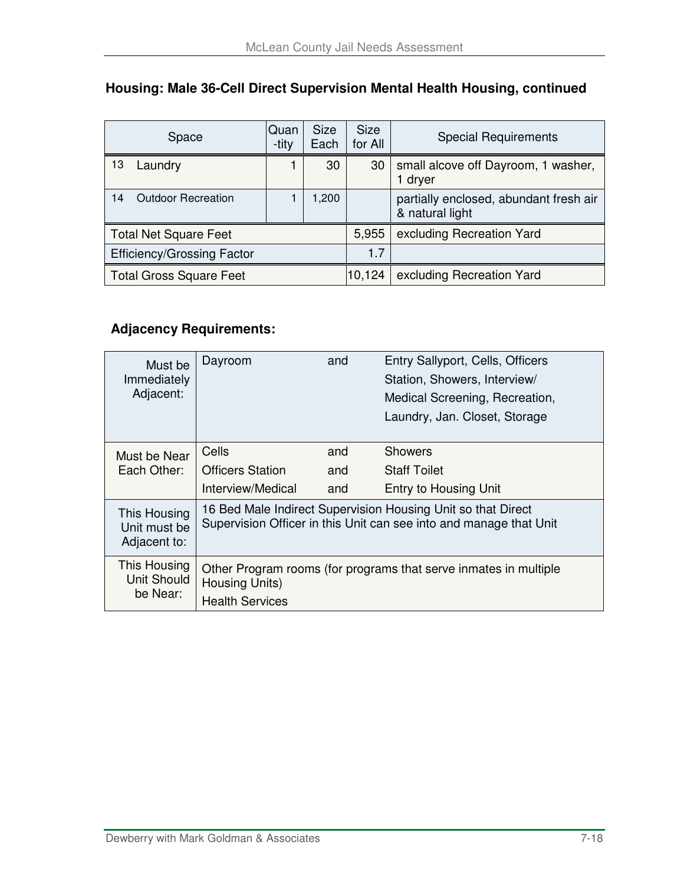### Housing: Male 36-Cell Direct Supervision Mental Health Housing, continued

| Space | Quan-tity | Size Each | Size for All | Special Requirements |
|---|---|---|---|---|
| 13 Laundry | 1 | 30 | 30 | small alcove off Dayroom, 1 washer, 1 dryer |
| 14 Outdoor Recreation | 1 | 1,200 | | partially enclosed, abundant fresh air & natural light |
| Total Net Square Feet | | | 5,955 | excluding Recreation Yard |
| Efficiency/Grossing Factor | | | 1.7 | |
| Total Gross Square Feet | | | 10,124 | excluding Recreation Yard |

### Adjacency Requirements:

| | | | |
|---|---|---|---|
| Must be Immediately Adjacent: | Dayroom | and | Entry Sallyport, Cells, Officers Station, Showers, Interview/ Medical Screening, Recreation, Laundry, Jan. Closet, Storage |
| Must be Near Each Other: | Cells | and | Showers |
| | Officers Station | and | Staff Toilet |
| | Interview/Medical | and | Entry to Housing Unit |
| This Housing Unit must be Adjacent to: | 16 Bed Male Indirect Supervision Housing Unit so that Direct Supervision Officer in this Unit can see into and manage that Unit | | |
| This Housing Unit Should be Near: | Other Program rooms (for programs that serve inmates in multiple Housing Units)<br>Health Services | | |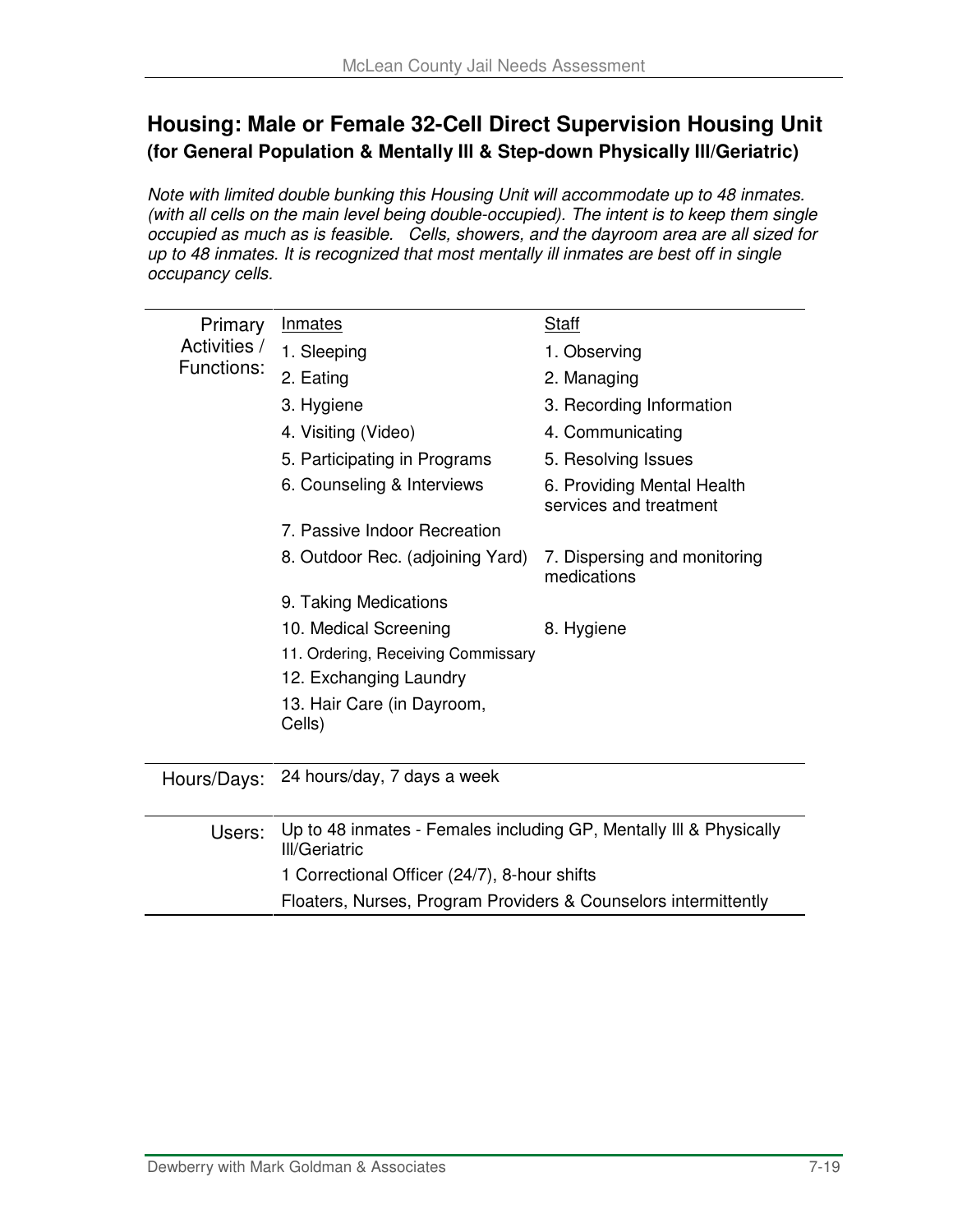## Housing: Male or Female 32-Cell Direct Supervision Housing Unit

**(for General Population & Mentally Ill & Step-down Physically Ill/Geriatric)**

*Note with limited double bunking this Housing Unit will accommodate up to 48 inmates. (with all cells on the main level being double-occupied). The intent is to keep them single occupied as much as is feasible. Cells, showers, and the dayroom area are all sized for up to 48 inmates. It is recognized that most mentally ill inmates are best off in single occupancy cells.*

| | | |
|---|---|---|
| Primary Activities / Functions: | Inmates | Staff |
| | 1. Sleeping | 1. Observing |
| | 2. Eating | 2. Managing |
| | 3. Hygiene | 3. Recording Information |
| | 4. Visiting (Video) | 4. Communicating |
| | 5. Participating in Programs | 5. Resolving Issues |
| | 6. Counseling & Interviews | 6. Providing Mental Health services and treatment |
| | 7. Passive Indoor Recreation | |
| | 8. Outdoor Rec. (adjoining Yard) | 7. Dispersing and monitoring medications |
| | 9. Taking Medications | |
| | 10. Medical Screening | 8. Hygiene |
| | 11. Ordering, Receiving Commissary | |
| | 12. Exchanging Laundry | |
| | 13. Hair Care (in Dayroom, Cells) | |
| Hours/Days: | 24 hours/day, 7 days a week | |
| Users: | Up to 48 inmates - Females including GP, Mentally Ill & Physically Ill/Geriatric | |
| | 1 Correctional Officer (24/7), 8-hour shifts | |
| | Floaters, Nurses, Program Providers & Counselors intermittently | |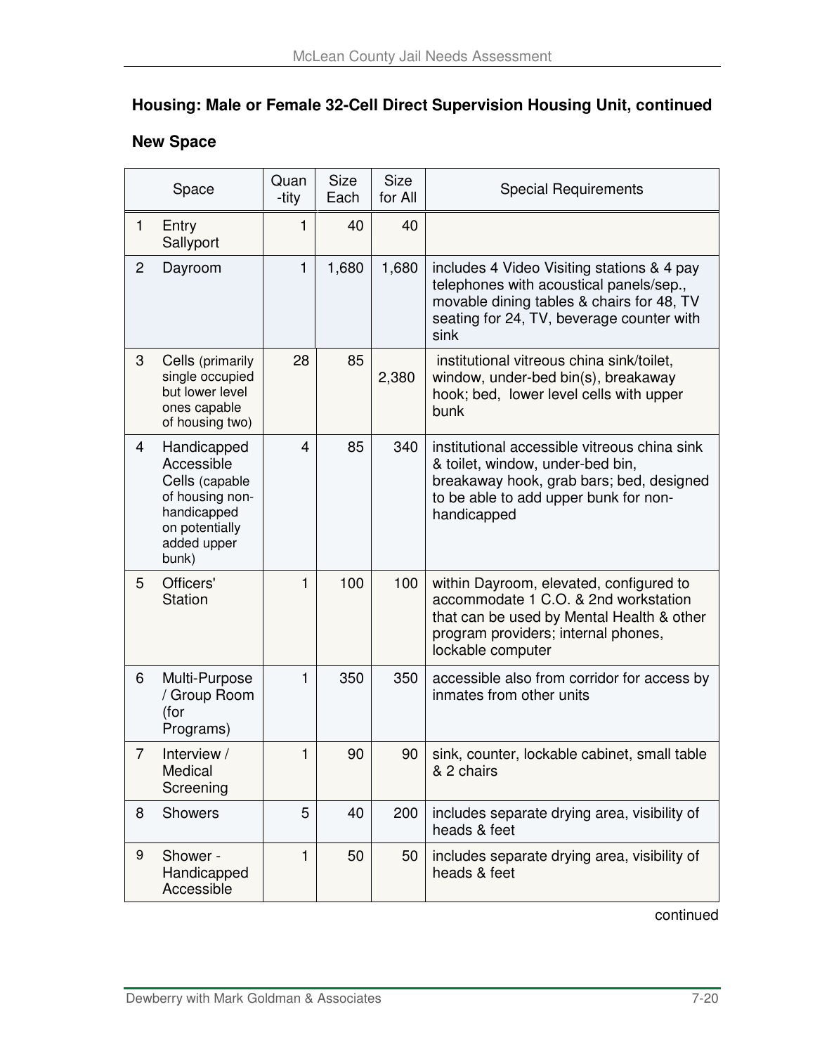## Housing: Male or Female 32-Cell Direct Supervision Housing Unit, continued

### New Space

| | Space | Quan-tity | Size Each | Size for All | Special Requirements |
|---|---|---|---|---|---|
| 1 | Entry Sallyport | 1 | 40 | 40 | |
| 2 | Dayroom | 1 | 1,680 | 1,680 | includes 4 Video Visiting stations & 4 pay telephones with acoustical panels/sep., movable dining tables & chairs for 48, TV seating for 24, TV, beverage counter with sink |
| 3 | Cells (primarily single occupied but lower level ones capable of housing two) | 28 | 85 | 2,380 | institutional vitreous china sink/toilet, window, under-bed bin(s), breakaway hook; bed, lower level cells with upper bunk |
| 4 | Handicapped Accessible Cells (capable of housing non-handicapped on potentially added upper bunk) | 4 | 85 | 340 | institutional accessible vitreous china sink & toilet, window, under-bed bin, breakaway hook, grab bars; bed, designed to be able to add upper bunk for non-handicapped |
| 5 | Officers' Station | 1 | 100 | 100 | within Dayroom, elevated, configured to accommodate 1 C.O. & 2nd workstation that can be used by Mental Health & other program providers; internal phones, lockable computer |
| 6 | Multi-Purpose / Group Room (for Programs) | 1 | 350 | 350 | accessible also from corridor for access by inmates from other units |
| 7 | Interview / Medical Screening | 1 | 90 | 90 | sink, counter, lockable cabinet, small table & 2 chairs |
| 8 | Showers | 5 | 40 | 200 | includes separate drying area, visibility of heads & feet |
| 9 | Shower - Handicapped Accessible | 1 | 50 | 50 | includes separate drying area, visibility of heads & feet |

continued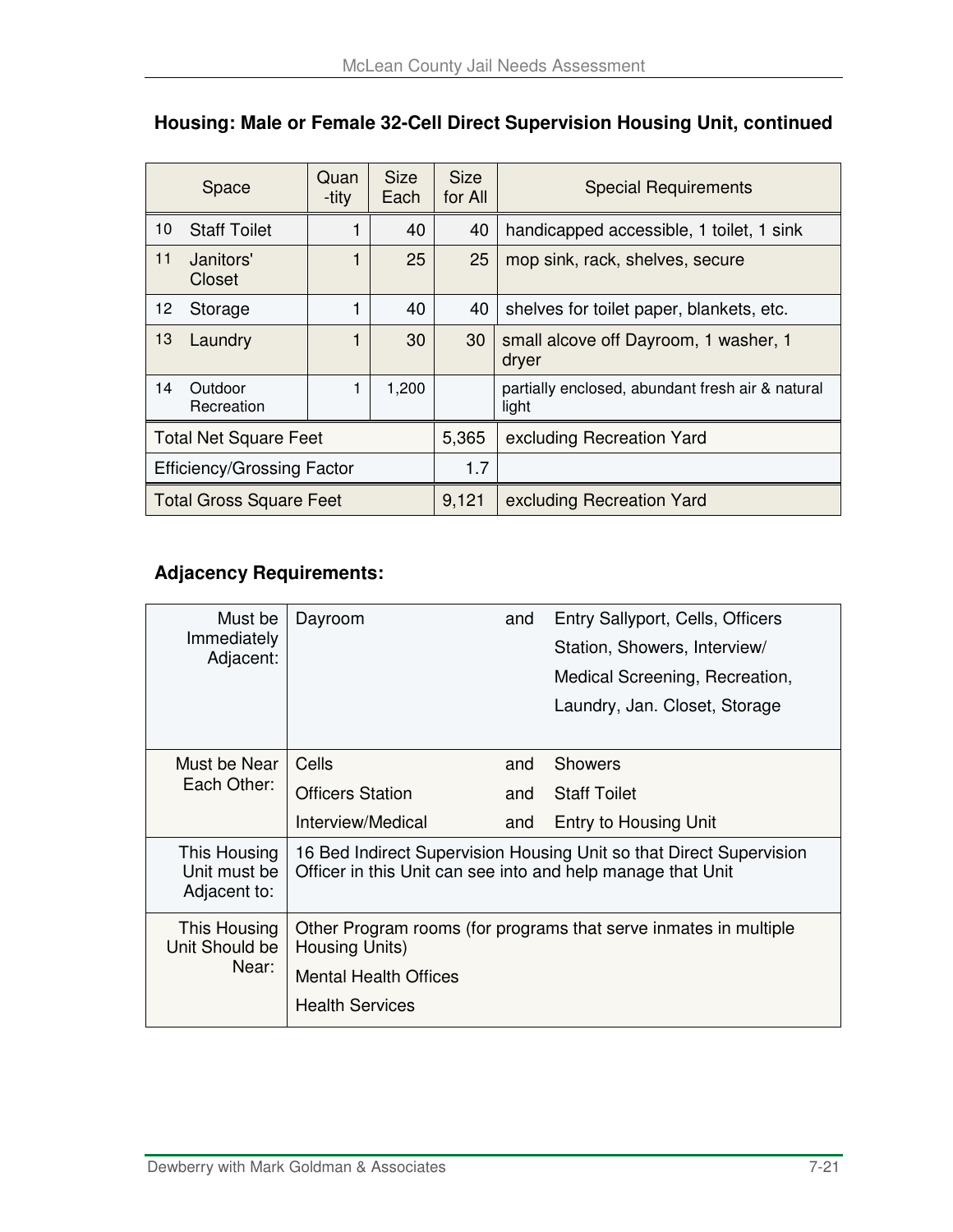## Housing: Male or Female 32-Cell Direct Supervision Housing Unit, continued

| | Space | Quan-tity | Size Each | Size for All | Special Requirements |
|---|---|---|---|---|---|
| 10 | Staff Toilet | 1 | 40 | 40 | handicapped accessible, 1 toilet, 1 sink |
| 11 | Janitors' Closet | 1 | 25 | 25 | mop sink, rack, shelves, secure |
| 12 | Storage | 1 | 40 | 40 | shelves for toilet paper, blankets, etc. |
| 13 | Laundry | 1 | 30 | 30 | small alcove off Dayroom, 1 washer, 1 dryer |
| 14 | Outdoor Recreation | 1 | 1,200 | | partially enclosed, abundant fresh air & natural light |
| Total Net Square Feet | | | | 5,365 | excluding Recreation Yard |
| Efficiency/Grossing Factor | | | | 1.7 | |
| Total Gross Square Feet | | | | 9,121 | excluding Recreation Yard |

### Adjacency Requirements:

| | | | |
|---|---|---|---|
| Must be Immediately Adjacent: | Dayroom | and | Entry Sallyport, Cells, Officers Station, Showers, Interview/ Medical Screening, Recreation, Laundry, Jan. Closet, Storage |
| Must be Near Each Other: | Cells | and | Showers |
| | Officers Station | and | Staff Toilet |
| | Interview/Medical | and | Entry to Housing Unit |
| This Housing Unit must be Adjacent to: | 16 Bed Indirect Supervision Housing Unit so that Direct Supervision Officer in this Unit can see into and help manage that Unit | | |
| This Housing Unit Should be Near: | Other Program rooms (for programs that serve inmates in multiple Housing Units)<br>Mental Health Offices<br>Health Services | | |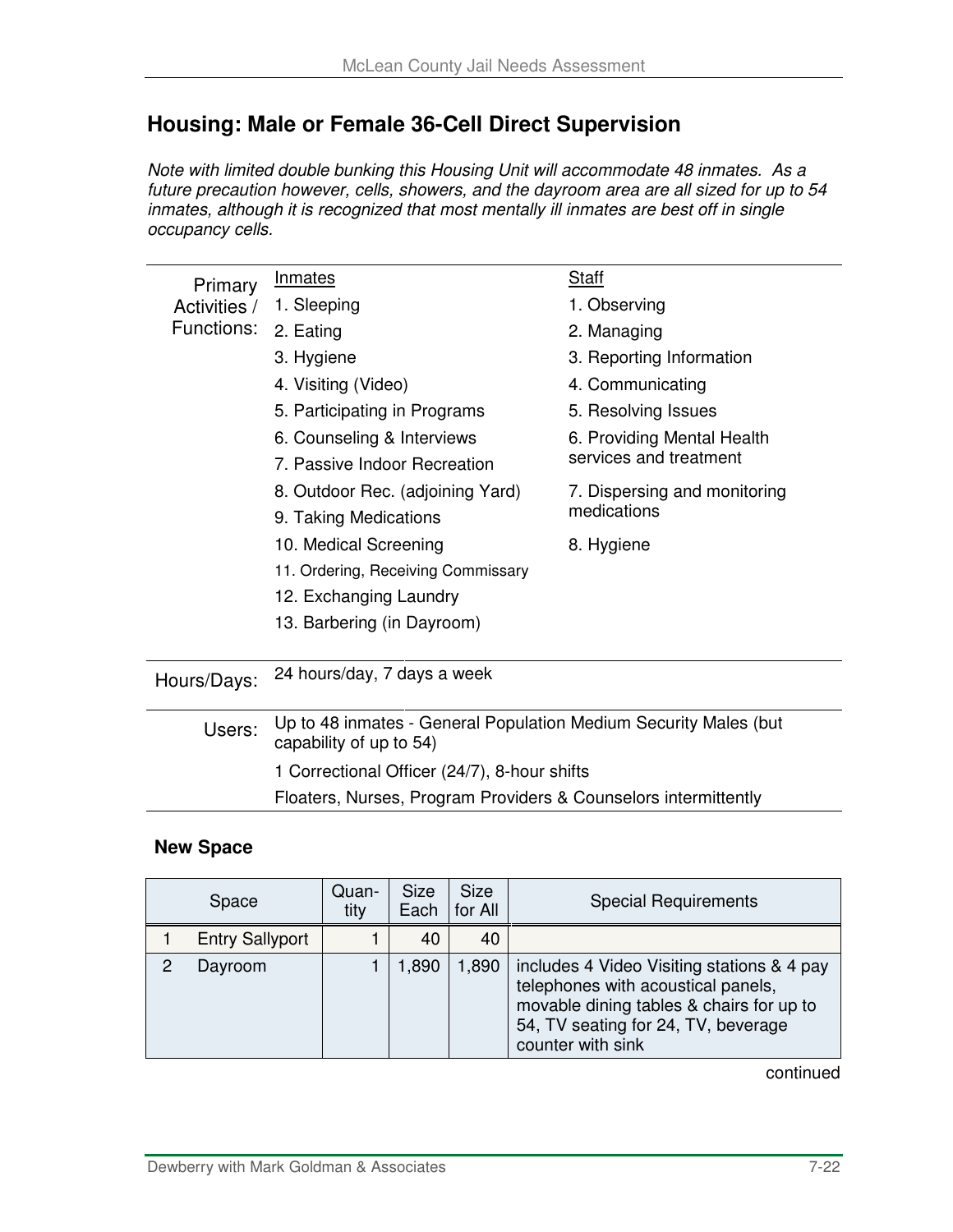## Housing: Male or Female 36-Cell Direct Supervision

*Note with limited double bunking this Housing Unit will accommodate 48 inmates. As a future precaution however, cells, showers, and the dayroom area are all sized for up to 54 inmates, although it is recognized that most mentally ill inmates are best off in single occupancy cells.*

| | Inmates | Staff |
|---|---|---|
| Primary Activities / Functions: | 1. Sleeping | 1. Observing |
| | 2. Eating | 2. Managing |
| | 3. Hygiene | 3. Reporting Information |
| | 4. Visiting (Video) | 4. Communicating |
| | 5. Participating in Programs | 5. Resolving Issues |
| | 6. Counseling & Interviews | 6. Providing Mental Health services and treatment |
| | 7. Passive Indoor Recreation | |
| | 8. Outdoor Rec. (adjoining Yard) | 7. Dispersing and monitoring medications |
| | 9. Taking Medications | |
| | 10. Medical Screening | 8. Hygiene |
| | 11. Ordering, Receiving Commissary | |
| | 12. Exchanging Laundry | |
| | 13. Barbering (in Dayroom) | |
| Hours/Days: | 24 hours/day, 7 days a week | |
| Users: | Up to 48 inmates - General Population Medium Security Males (but capability of up to 54) | |
| | 1 Correctional Officer (24/7), 8-hour shifts | |
| | Floaters, Nurses, Program Providers & Counselors intermittently | |

**New Space**

| | Space | Quantity | Size Each | Size for All | Special Requirements |
|---|---|---|---|---|---|
| 1 | Entry Sallyport | 1 | 40 | 40 | |
| 2 | Dayroom | 1 | 1,890 | 1,890 | includes 4 Video Visiting stations & 4 pay telephones with acoustical panels, movable dining tables & chairs for up to 54, TV seating for 24, TV, beverage counter with sink |

continued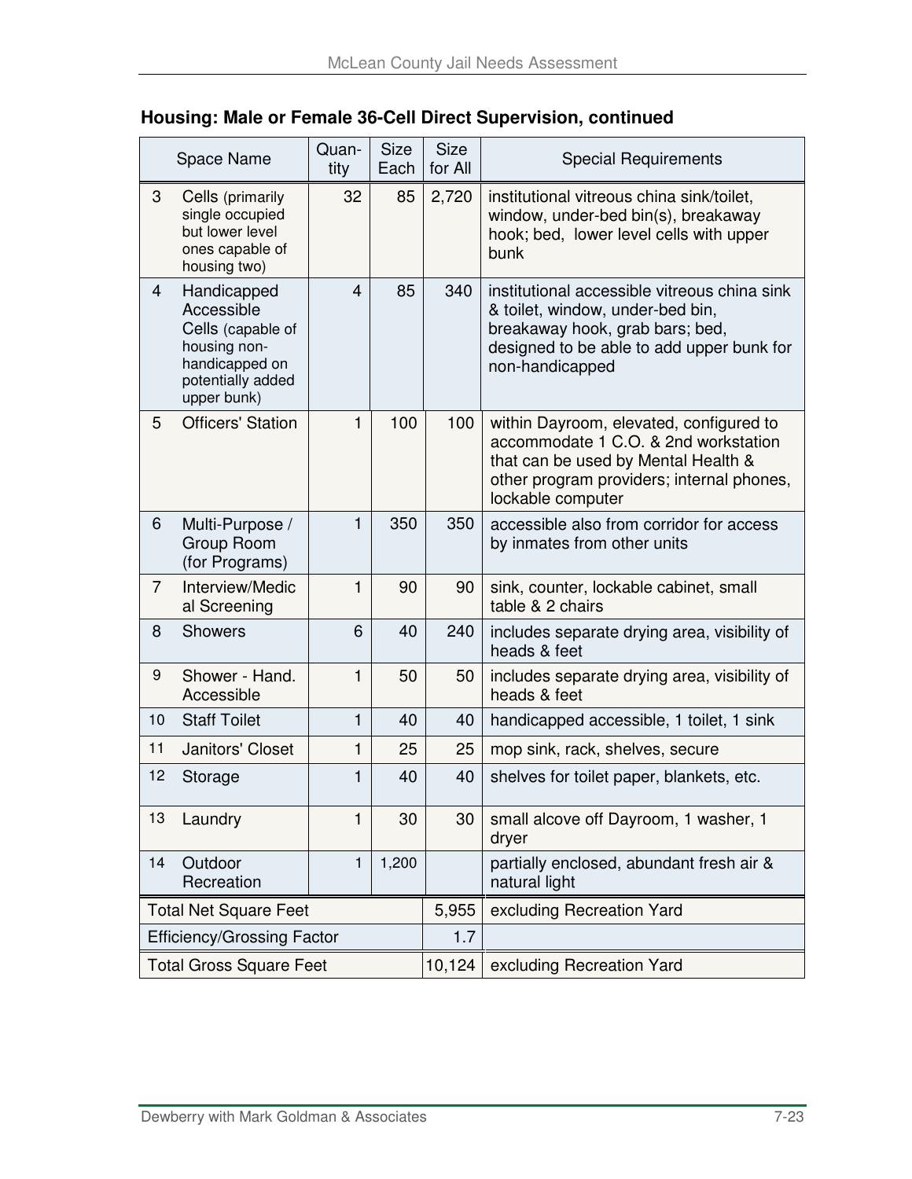### Housing: Male or Female 36-Cell Direct Supervision, continued

| | Space Name | Quantity | Size Each | Size for All | Special Requirements |
|---|---|---|---|---|---|
| 3 | Cells (primarily single occupied but lower level ones capable of housing two) | 32 | 85 | 2,720 | institutional vitreous china sink/toilet, window, under-bed bin(s), breakaway hook; bed, lower level cells with upper bunk |
| 4 | Handicapped Accessible Cells (capable of housing non-handicapped on potentially added upper bunk) | 4 | 85 | 340 | institutional accessible vitreous china sink & toilet, window, under-bed bin, breakaway hook, grab bars; bed, designed to be able to add upper bunk for non-handicapped |
| 5 | Officers' Station | 1 | 100 | 100 | within Dayroom, elevated, configured to accommodate 1 C.O. & 2nd workstation that can be used by Mental Health & other program providers; internal phones, lockable computer |
| 6 | Multi-Purpose / Group Room (for Programs) | 1 | 350 | 350 | accessible also from corridor for access by inmates from other units |
| 7 | Interview/Medical Screening | 1 | 90 | 90 | sink, counter, lockable cabinet, small table & 2 chairs |
| 8 | Showers | 6 | 40 | 240 | includes separate drying area, visibility of heads & feet |
| 9 | Shower - Hand. Accessible | 1 | 50 | 50 | includes separate drying area, visibility of heads & feet |
| 10 | Staff Toilet | 1 | 40 | 40 | handicapped accessible, 1 toilet, 1 sink |
| 11 | Janitors' Closet | 1 | 25 | 25 | mop sink, rack, shelves, secure |
| 12 | Storage | 1 | 40 | 40 | shelves for toilet paper, blankets, etc. |
| 13 | Laundry | 1 | 30 | 30 | small alcove off Dayroom, 1 washer, 1 dryer |
| 14 | Outdoor Recreation | 1 | 1,200 | | partially enclosed, abundant fresh air & natural light |
| Total Net Square Feet | | | | 5,955 | excluding Recreation Yard |
| Efficiency/Grossing Factor | | | | 1.7 | |
| Total Gross Square Feet | | | | 10,124 | excluding Recreation Yard |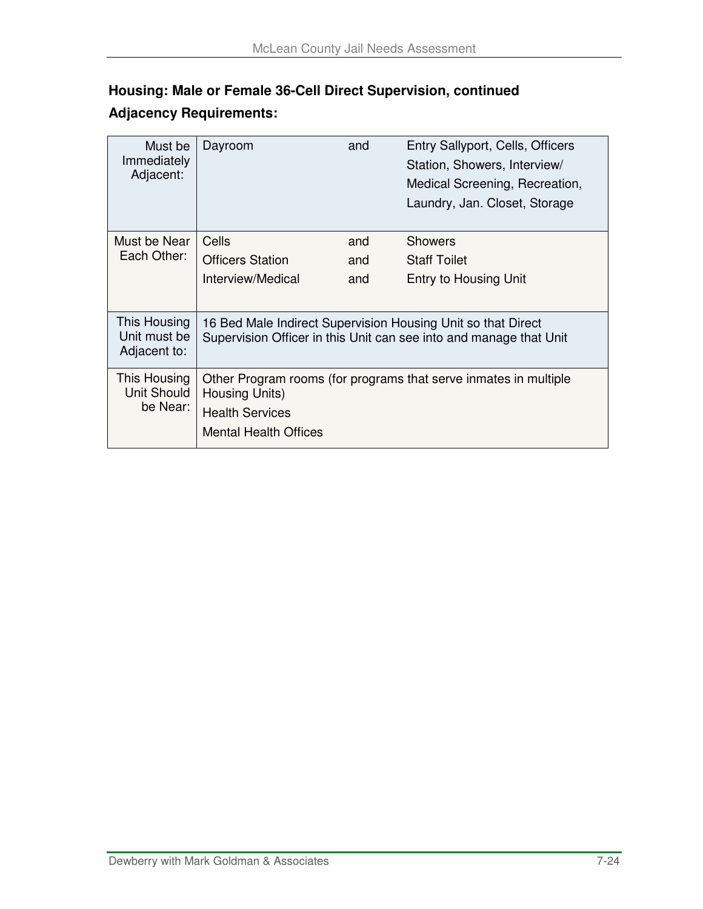### Housing: Male or Female 36-Cell Direct Supervision, continued

### Adjacency Requirements:

| | | | |
|---|---|---|---|
| Must be Immediately Adjacent: | Dayroom | and | Entry Sallyport, Cells, Officers Station, Showers, Interview/ Medical Screening, Recreation, Laundry, Jan. Closet, Storage |
| Must be Near Each Other: | Cells<br>Officers Station<br>Interview/Medical | and<br>and<br>and | Showers<br>Staff Toilet<br>Entry to Housing Unit |
| This Housing Unit must be Adjacent to: | 16 Bed Male Indirect Supervision Housing Unit so that Direct Supervision Officer in this Unit can see into and manage that Unit | | |
| This Housing Unit Should be Near: | Other Program rooms (for programs that serve inmates in multiple Housing Units)<br>Health Services<br>Mental Health Offices | | |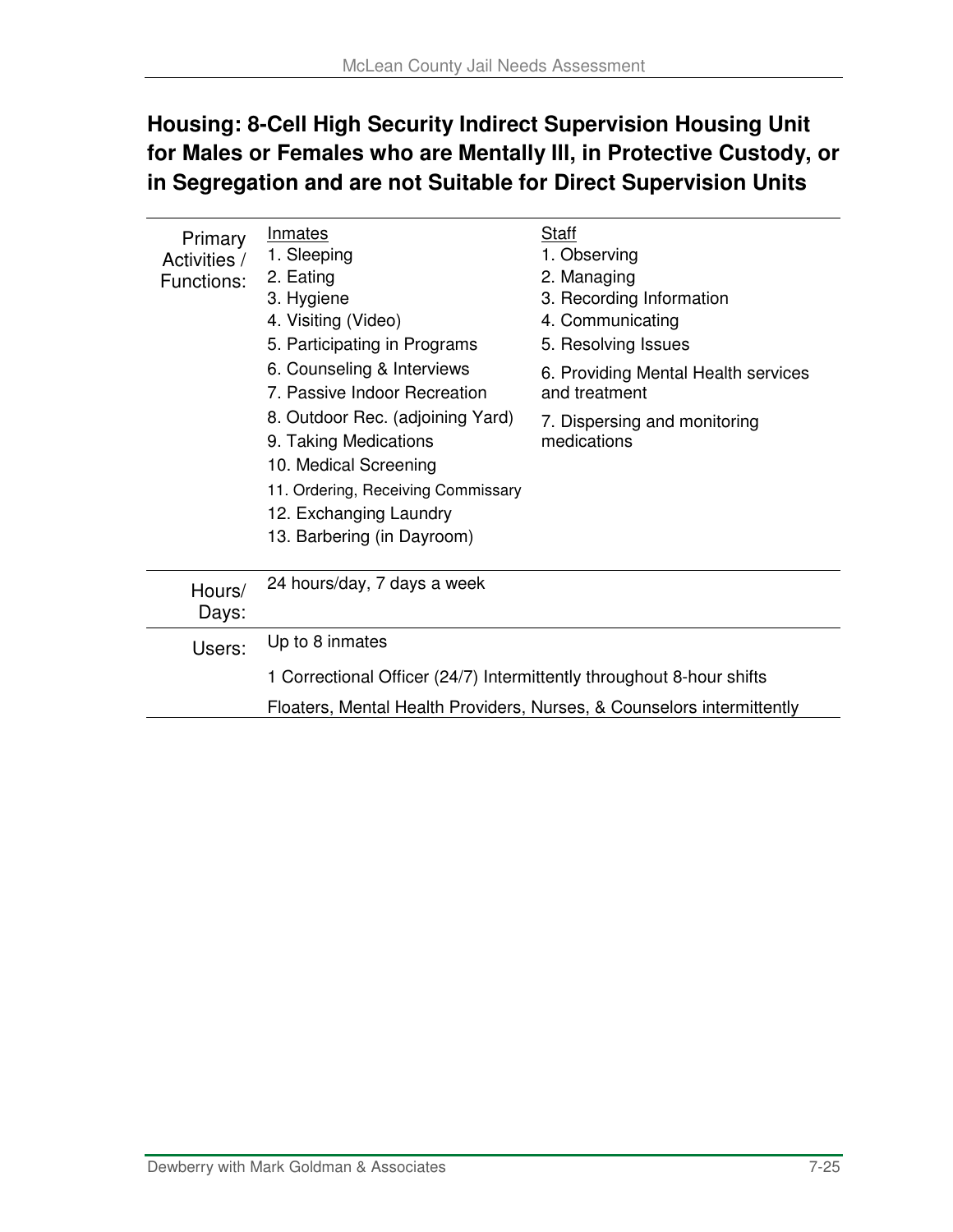## Housing: 8-Cell High Security Indirect Supervision Housing Unit for Males or Females who are Mentally Ill, in Protective Custody, or in Segregation and are not Suitable for Direct Supervision Units

| | | |
|---|---|---|
| Primary Activities / Functions: | Inmates<br>1. Sleeping<br>2. Eating<br>3. Hygiene<br>4. Visiting (Video)<br>5. Participating in Programs<br>6. Counseling & Interviews<br>7. Passive Indoor Recreation<br>8. Outdoor Rec. (adjoining Yard)<br>9. Taking Medications<br>10. Medical Screening<br>11. Ordering, Receiving Commissary<br>12. Exchanging Laundry<br>13. Barbering (in Dayroom) | Staff<br>1. Observing<br>2. Managing<br>3. Recording Information<br>4. Communicating<br>5. Resolving Issues<br>6. Providing Mental Health services and treatment<br>7. Dispersing and monitoring medications |
| Hours/ Days: | 24 hours/day, 7 days a week | |
| Users: | Up to 8 inmates<br>1 Correctional Officer (24/7) Intermittently throughout 8-hour shifts<br>Floaters, Mental Health Providers, Nurses, & Counselors intermittently | |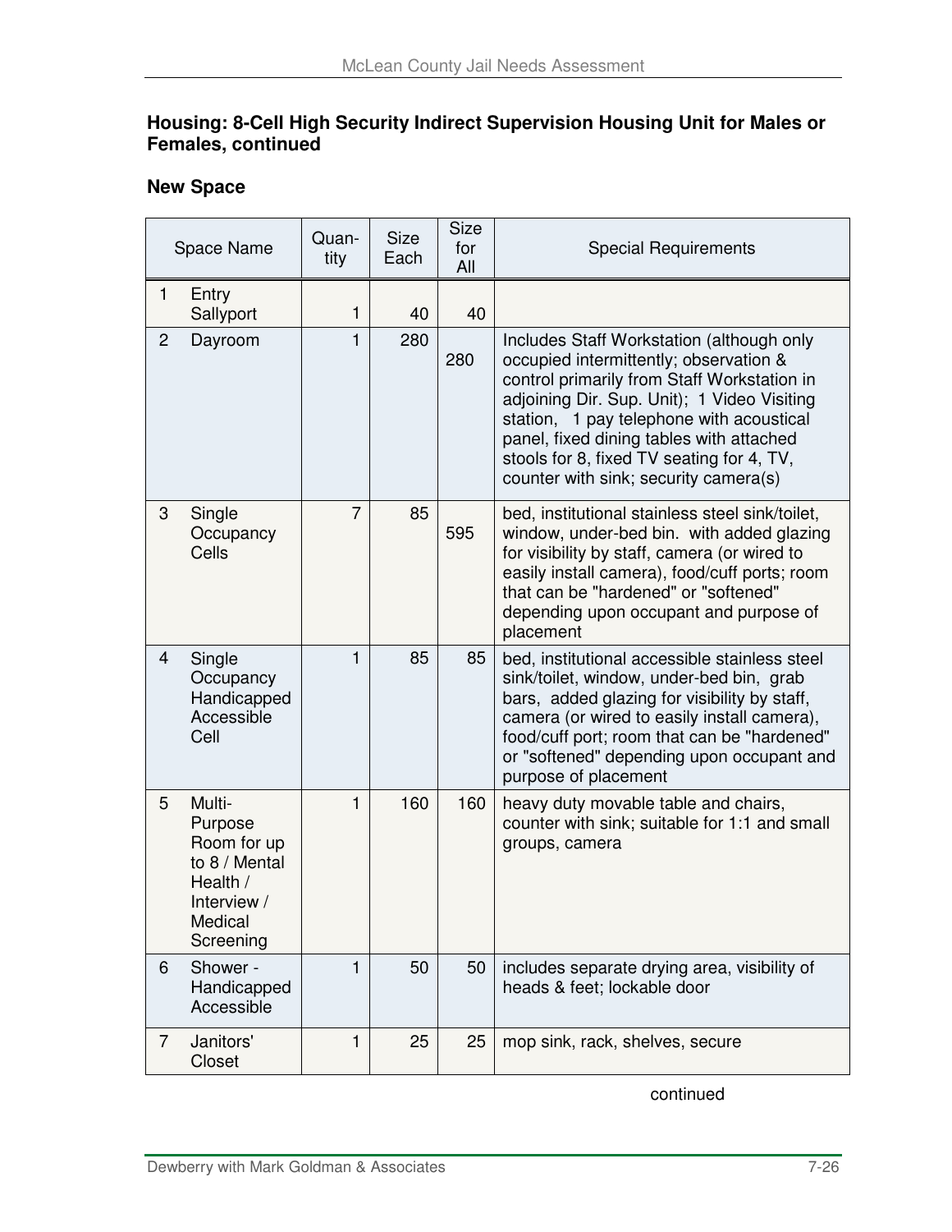**Housing: 8-Cell High Security Indirect Supervision Housing Unit for Males or Females, continued**

**New Space**

| | Space Name | Quan-tity | Size Each | Size for All | Special Requirements |
|---|---|---|---|---|---|
| 1 | Entry Sallyport | 1 | 40 | 40 | |
| 2 | Dayroom | 1 | 280 | 280 | Includes Staff Workstation (although only occupied intermittently; observation & control primarily from Staff Workstation in adjoining Dir. Sup. Unit); 1 Video Visiting station, 1 pay telephone with acoustical panel, fixed dining tables with attached stools for 8, fixed TV seating for 4, TV, counter with sink; security camera(s) |
| 3 | Single Occupancy Cells | 7 | 85 | 595 | bed, institutional stainless steel sink/toilet, window, under-bed bin. with added glazing for visibility by staff, camera (or wired to easily install camera), food/cuff ports; room that can be "hardened" or "softened" depending upon occupant and purpose of placement |
| 4 | Single Occupancy Handicapped Accessible Cell | 1 | 85 | 85 | bed, institutional accessible stainless steel sink/toilet, window, under-bed bin, grab bars, added glazing for visibility by staff, camera (or wired to easily install camera), food/cuff port; room that can be "hardened" or "softened" depending upon occupant and purpose of placement |
| 5 | Multi-Purpose Room for up to 8 / Mental Health / Interview / Medical Screening | 1 | 160 | 160 | heavy duty movable table and chairs, counter with sink; suitable for 1:1 and small groups, camera |
| 6 | Shower - Handicapped Accessible | 1 | 50 | 50 | includes separate drying area, visibility of heads & feet; lockable door |
| 7 | Janitors' Closet | 1 | 25 | 25 | mop sink, rack, shelves, secure |

continued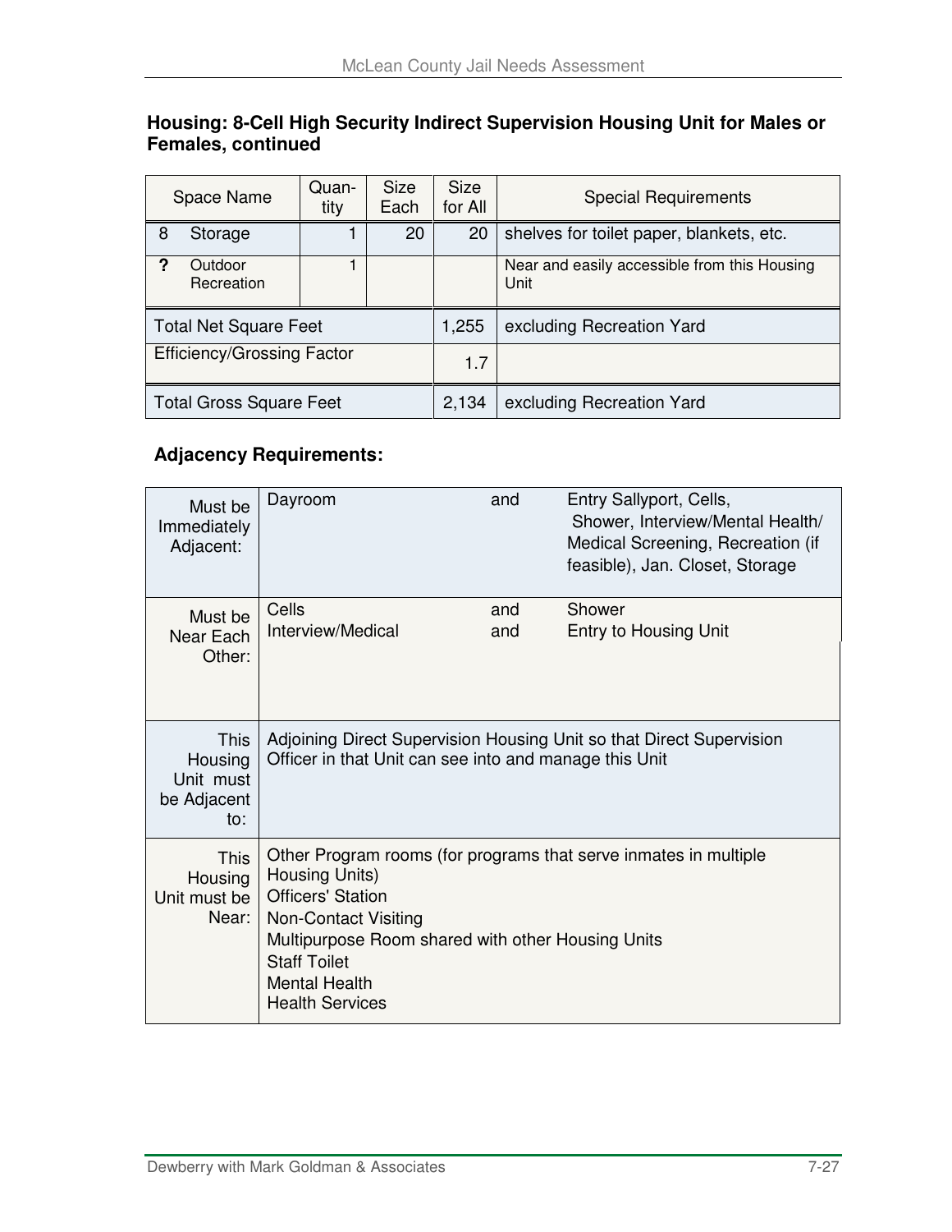### Housing: 8-Cell High Security Indirect Supervision Housing Unit for Males or Females, continued

| Space Name | Quantity | Size Each | Size for All | Special Requirements |
|---|---|---|---|---|
| 8 Storage | 1 | 20 | 20 | shelves for toilet paper, blankets, etc. |
| ? Outdoor Recreation | 1 | | | Near and easily accessible from this Housing Unit |
| Total Net Square Feet | | | 1,255 | excluding Recreation Yard |
| Efficiency/Grossing Factor | | | 1.7 | |
| Total Gross Square Feet | | | 2,134 | excluding Recreation Yard |

### Adjacency Requirements:

| | | | |
|---|---|---|---|
| Must be Immediately Adjacent: | Dayroom | and | Entry Sallyport, Cells, Shower, Interview/Mental Health/ Medical Screening, Recreation (if feasible), Jan. Closet, Storage |
| Must be Near Each Other: | Cells<br>Interview/Medical | and<br>and | Shower<br>Entry to Housing Unit |
| This Housing Unit must be Adjacent to: | Adjoining Direct Supervision Housing Unit so that Direct Supervision Officer in that Unit can see into and manage this Unit | | |
| This Housing Unit must be Near: | Other Program rooms (for programs that serve inmates in multiple Housing Units)<br>Officers' Station<br>Non-Contact Visiting<br>Multipurpose Room shared with other Housing Units<br>Staff Toilet<br>Mental Health<br>Health Services | | |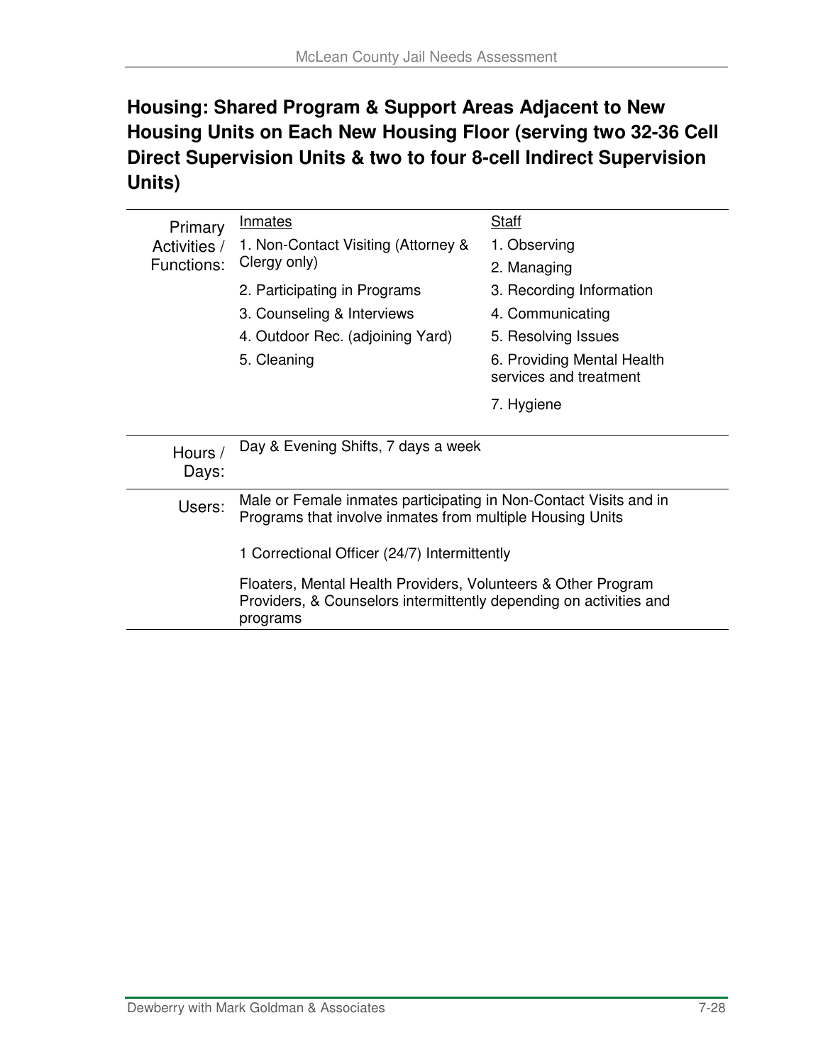## Housing: Shared Program & Support Areas Adjacent to New Housing Units on Each New Housing Floor (serving two 32-36 Cell Direct Supervision Units & two to four 8-cell Indirect Supervision Units)

| | | |
|---|---|---|
| Primary Activities / Functions: | Inmates<br>1. Non-Contact Visiting (Attorney & Clergy only)<br>2. Participating in Programs<br>3. Counseling & Interviews<br>4. Outdoor Rec. (adjoining Yard)<br>5. Cleaning | Staff<br>1. Observing<br>2. Managing<br>3. Recording Information<br>4. Communicating<br>5. Resolving Issues<br>6. Providing Mental Health services and treatment<br>7. Hygiene |
| Hours / Days: | Day & Evening Shifts, 7 days a week | |
| Users: | Male or Female inmates participating in Non-Contact Visits and in Programs that involve inmates from multiple Housing Units<br><br>1 Correctional Officer (24/7) Intermittently<br><br>Floaters, Mental Health Providers, Volunteers & Other Program Providers, & Counselors intermittently depending on activities and programs | |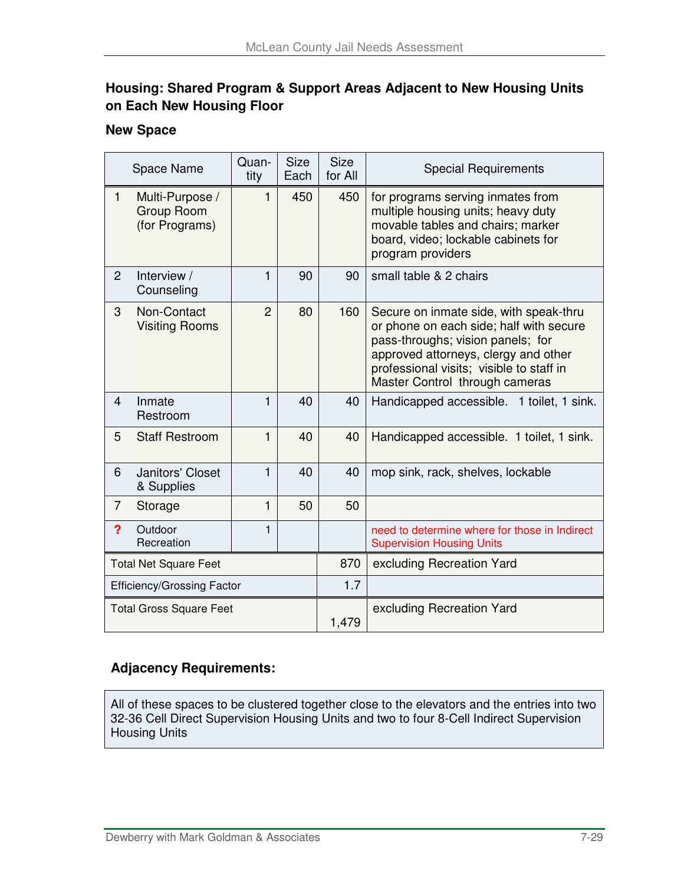### Housing: Shared Program & Support Areas Adjacent to New Housing Units on Each New Housing Floor

### New Space

| | Space Name | Quan-tity | Size Each | Size for All | Special Requirements |
|---|---|---|---|---|---|
| 1 | Multi-Purpose / Group Room (for Programs) | 1 | 450 | 450 | for programs serving inmates from multiple housing units; heavy duty movable tables and chairs; marker board, video; lockable cabinets for program providers |
| 2 | Interview / Counseling | 1 | 90 | 90 | small table & 2 chairs |
| 3 | Non-Contact Visiting Rooms | 2 | 80 | 160 | Secure on inmate side, with speak-thru or phone on each side; half with secure pass-throughs; vision panels; for approved attorneys, clergy and other professional visits; visible to staff in Master Control through cameras |
| 4 | Inmate Restroom | 1 | 40 | 40 | Handicapped accessible. 1 toilet, 1 sink. |
| 5 | Staff Restroom | 1 | 40 | 40 | Handicapped accessible. 1 toilet, 1 sink. |
| 6 | Janitors' Closet & Supplies | 1 | 40 | 40 | mop sink, rack, shelves, lockable |
| 7 | Storage | 1 | 50 | 50 | |
| ? | Outdoor Recreation | 1 | | | need to determine where for those in Indirect Supervision Housing Units |
| Total Net Square Feet | | | | 870 | excluding Recreation Yard |
| Efficiency/Grossing Factor | | | | 1.7 | |
| Total Gross Square Feet | | | | 1,479 | excluding Recreation Yard |

### Adjacency Requirements:

All of these spaces to be clustered together close to the elevators and the entries into two 32-36 Cell Direct Supervision Housing Units and two to four 8-Cell Indirect Supervision Housing Units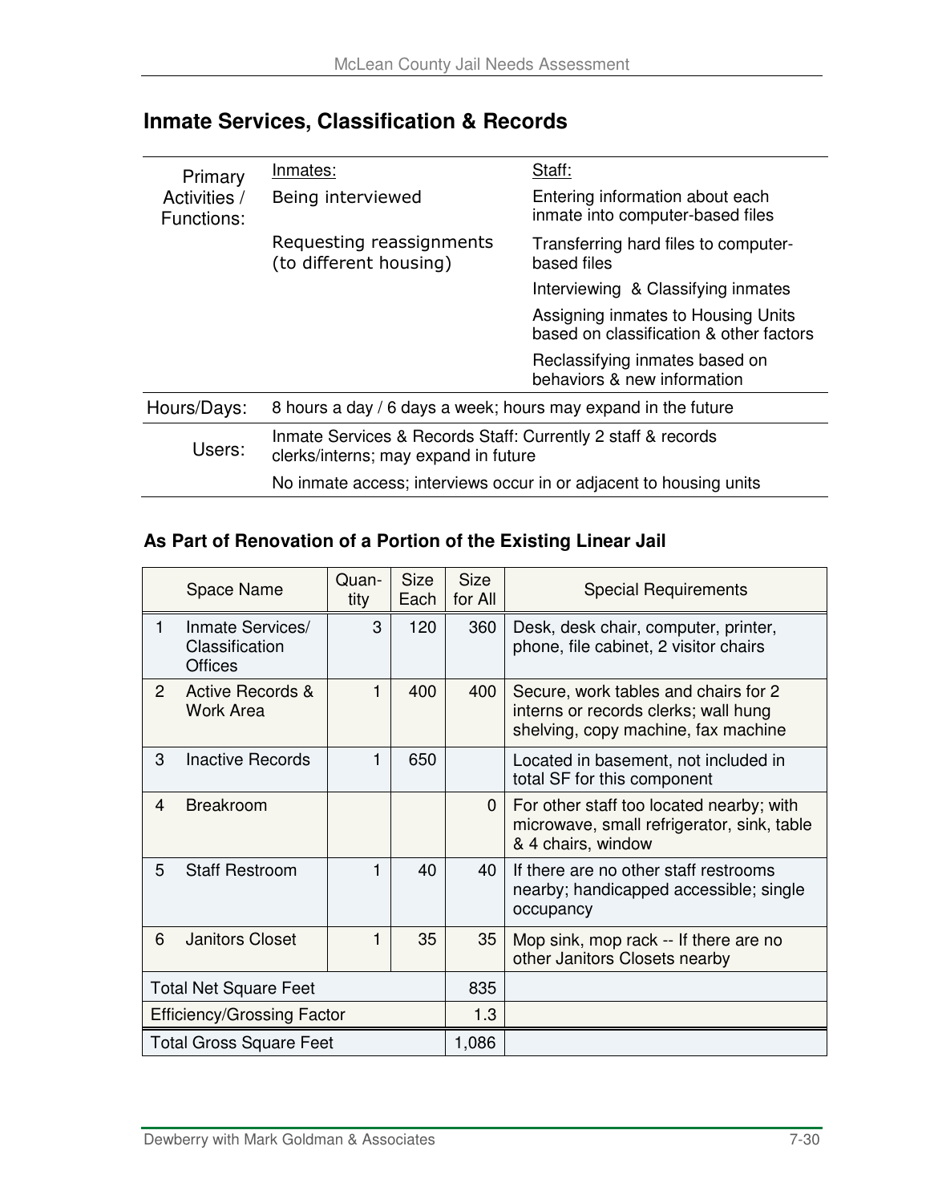## Inmate Services, Classification & Records

| Primary Activities / Functions: | Inmates: | Staff: |
|---|---|---|
| | Being interviewed | Entering information about each inmate into computer-based files |
| | Requesting reassignments (to different housing) | Transferring hard files to computer-based files |
| | | Interviewing & Classifying inmates |
| | | Assigning inmates to Housing Units based on classification & other factors |
| | | Reclassifying inmates based on behaviors & new information |
| Hours/Days: | 8 hours a day / 6 days a week; hours may expand in the future | |
| Users: | Inmate Services & Records Staff: Currently 2 staff & records clerks/interns; may expand in future | |
| | No inmate access; interviews occur in or adjacent to housing units | |

### As Part of Renovation of a Portion of the Existing Linear Jail

| | Space Name | Quan-tity | Size Each | Size for All | Special Requirements |
|---|---|---|---|---|---|
| 1 | Inmate Services/ Classification Offices | 3 | 120 | 360 | Desk, desk chair, computer, printer, phone, file cabinet, 2 visitor chairs |
| 2 | Active Records & Work Area | 1 | 400 | 400 | Secure, work tables and chairs for 2 interns or records clerks; wall hung shelving, copy machine, fax machine |
| 3 | Inactive Records | 1 | 650 | | Located in basement, not included in total SF for this component |
| 4 | Breakroom | | | 0 | For other staff too located nearby; with microwave, small refrigerator, sink, table & 4 chairs, window |
| 5 | Staff Restroom | 1 | 40 | 40 | If there are no other staff restrooms nearby; handicapped accessible; single occupancy |
| 6 | Janitors Closet | 1 | 35 | 35 | Mop sink, mop rack -- If there are no other Janitors Closets nearby |
| Total Net Square Feet | | | | 835 | |
| Efficiency/Grossing Factor | | | | 1.3 | |
| Total Gross Square Feet | | | | 1,086 | |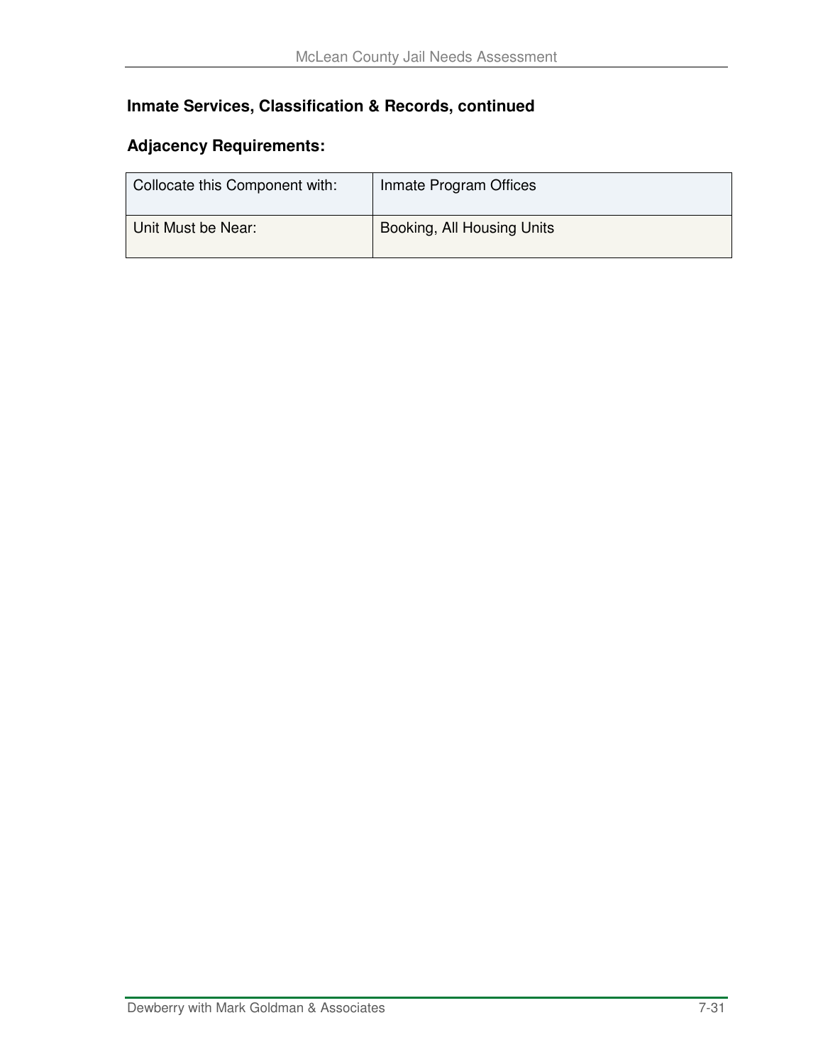**Inmate Services, Classification & Records, continued**

**Adjacency Requirements:**

| | |
|---|---|
| Collocate this Component with: | Inmate Program Offices |
| Unit Must be Near: | Booking, All Housing Units |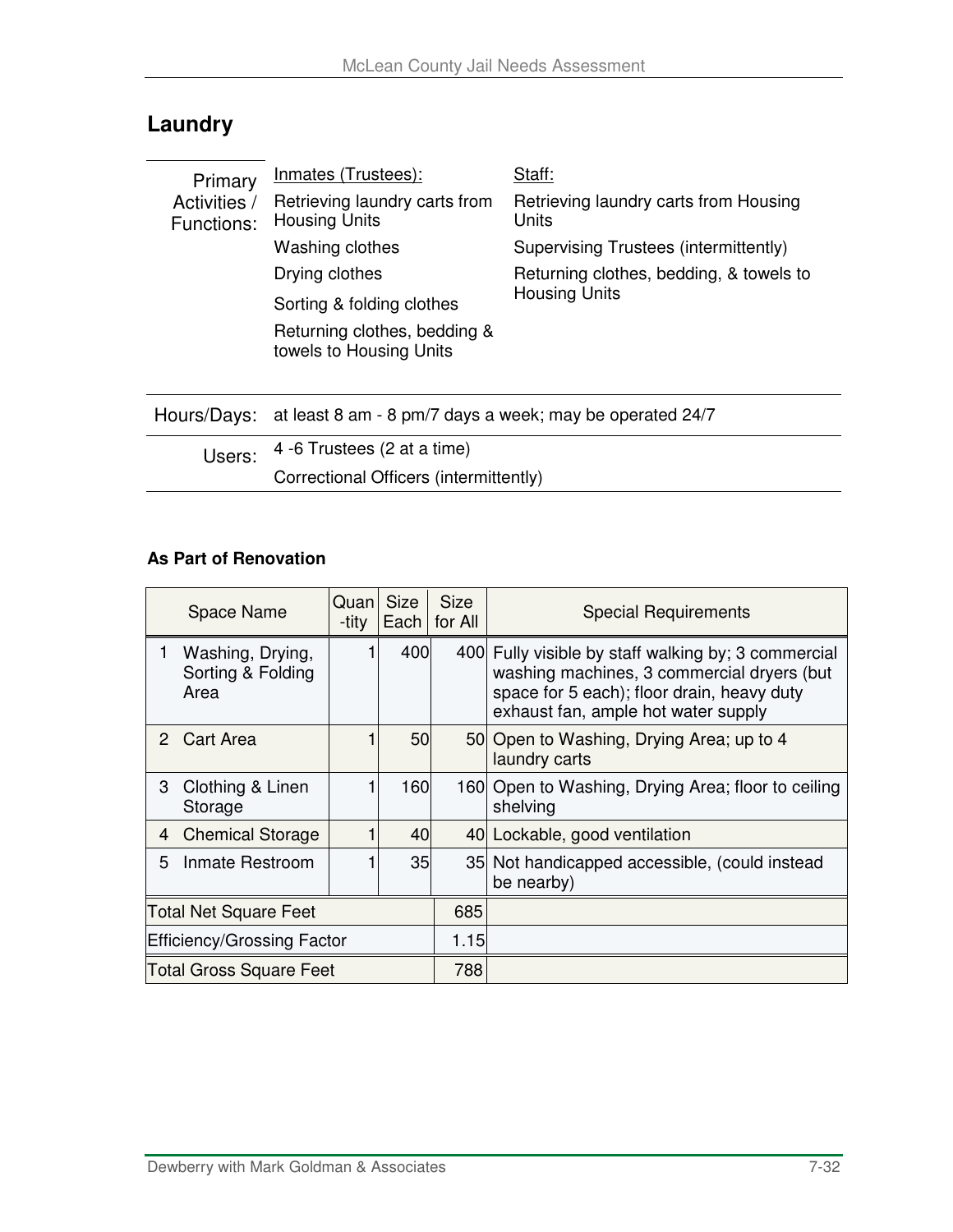## Laundry

| | Inmates (Trustees): | Staff: |
|---|---|---|
| Primary Activities / Functions: | Retrieving laundry carts from Housing Units | Retrieving laundry carts from Housing Units |
| | Washing clothes | Supervising Trustees (intermittently) |
| | Drying clothes | Returning clothes, bedding, & towels to Housing Units |
| | Sorting & folding clothes | |
| | Returning clothes, bedding & towels to Housing Units | |

| | |
|---|---|
| Hours/Days: | at least 8 am - 8 pm/7 days a week; may be operated 24/7 |
| Users: | 4 -6 Trustees (2 at a time)<br>Correctional Officers (intermittently) |

**As Part of Renovation**

| | Space Name | Quan-tity | Size Each | Size for All | Special Requirements |
|---|---|---|---|---|---|
| 1 | Washing, Drying, Sorting & Folding Area | 1 | 400 | 400 | Fully visible by staff walking by; 3 commercial washing machines, 3 commercial dryers (but space for 5 each); floor drain, heavy duty exhaust fan, ample hot water supply |
| 2 | Cart Area | 1 | 50 | 50 | Open to Washing, Drying Area; up to 4 laundry carts |
| 3 | Clothing & Linen Storage | 1 | 160 | 160 | Open to Washing, Drying Area; floor to ceiling shelving |
| 4 | Chemical Storage | 1 | 40 | 40 | Lockable, good ventilation |
| 5 | Inmate Restroom | 1 | 35 | 35 | Not handicapped accessible, (could instead be nearby) |
| Total Net Square Feet | | | | 685 | |
| Efficiency/Grossing Factor | | | | 1.15 | |
| Total Gross Square Feet | | | | 788 | |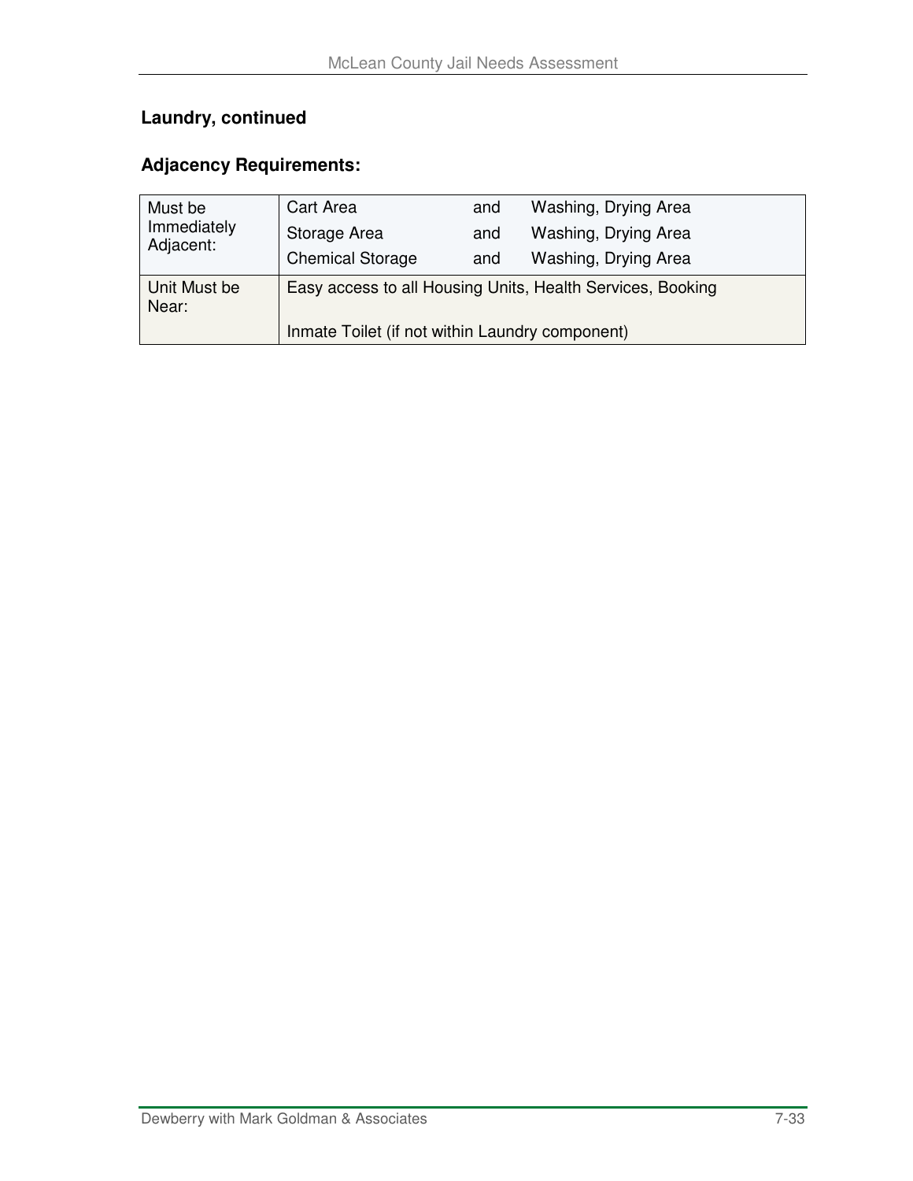### Laundry, continued

### Adjacency Requirements:

| | | | |
|---|---|---|---|
| Must be Immediately Adjacent: | Cart Area | and | Washing, Drying Area |
| | Storage Area | and | Washing, Drying Area |
| | Chemical Storage | and | Washing, Drying Area |
| Unit Must be Near: | Easy access to all Housing Units, Health Services, Booking | | |
| | Inmate Toilet (if not within Laundry component) | | |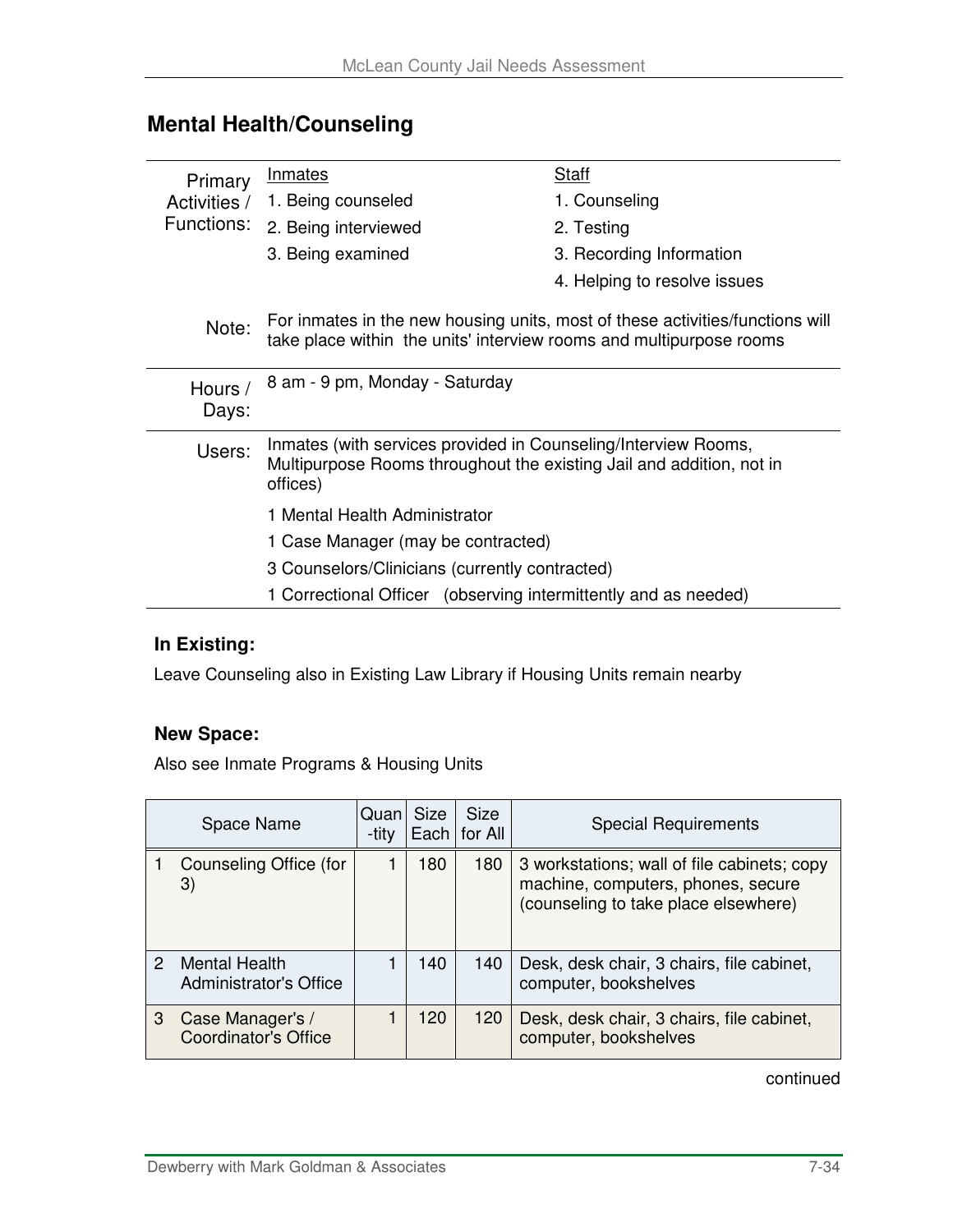## Mental Health/Counseling

| | | |
|---|---|---|
| Primary Activities / Functions: | Inmates<br>1. Being counseled<br>2. Being interviewed<br>3. Being examined | Staff<br>1. Counseling<br>2. Testing<br>3. Recording Information<br>4. Helping to resolve issues |
| Note: | For inmates in the new housing units, most of these activities/functions will take place within the units' interview rooms and multipurpose rooms | |
| Hours / Days: | 8 am - 9 pm, Monday - Saturday | |
| Users: | Inmates (with services provided in Counseling/Interview Rooms, Multipurpose Rooms throughout the existing Jail and addition, not in offices)<br>1 Mental Health Administrator<br>1 Case Manager (may be contracted)<br>3 Counselors/Clinicians (currently contracted)<br>1 Correctional Officer (observing intermittently and as needed) | |

**In Existing:**

Leave Counseling also in Existing Law Library if Housing Units remain nearby

**New Space:**

Also see Inmate Programs & Housing Units

| | Space Name | Quan-tity | Size Each | Size for All | Special Requirements |
|---|---|---|---|---|---|
| 1 | Counseling Office (for 3) | 1 | 180 | 180 | 3 workstations; wall of file cabinets; copy machine, computers, phones, secure (counseling to take place elsewhere) |
| 2 | Mental Health Administrator's Office | 1 | 140 | 140 | Desk, desk chair, 3 chairs, file cabinet, computer, bookshelves |
| 3 | Case Manager's / Coordinator's Office | 1 | 120 | 120 | Desk, desk chair, 3 chairs, file cabinet, computer, bookshelves |

continued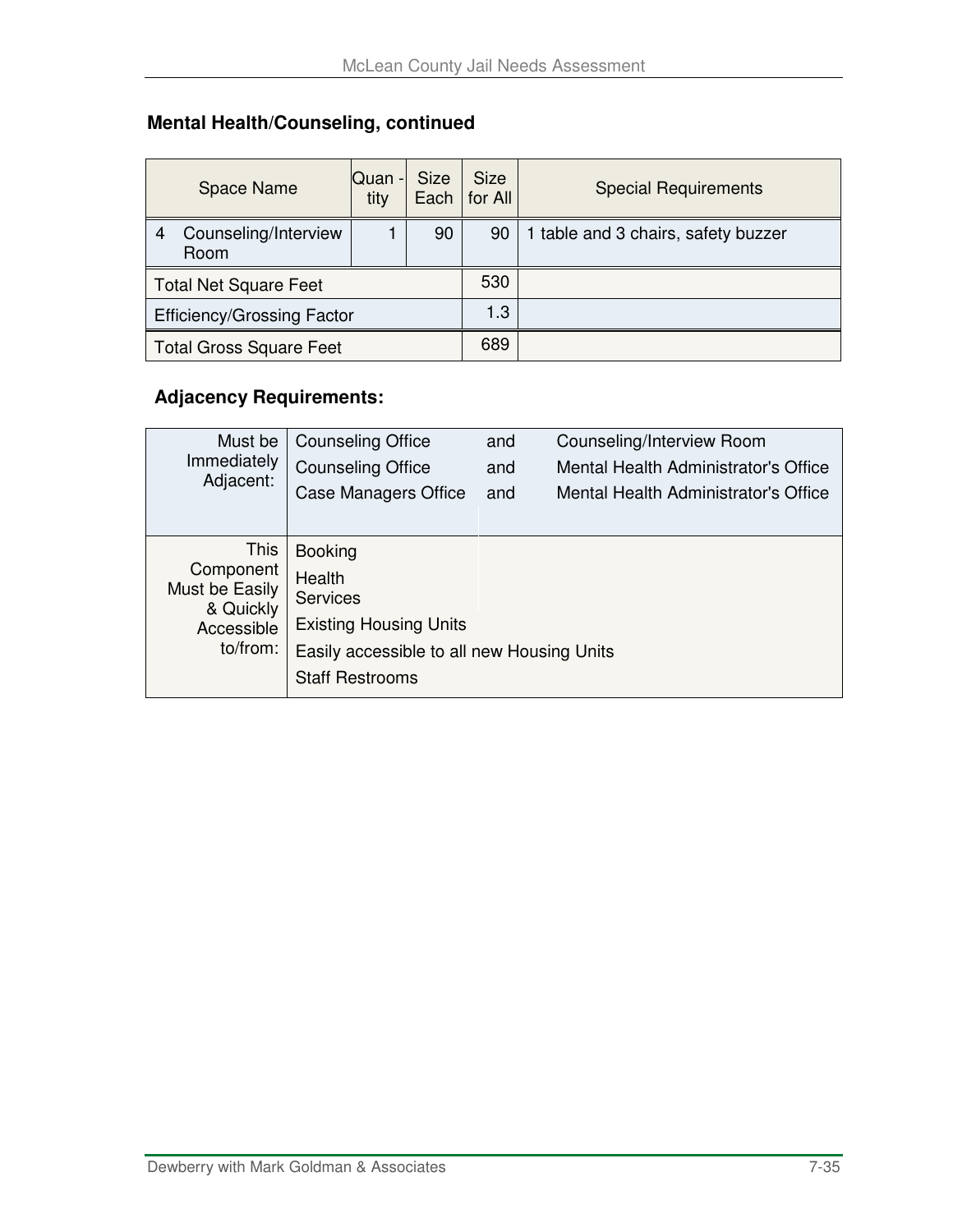### Mental Health/Counseling, continued

| Space Name | Quantity | Size Each | Size for All | Special Requirements |
|---|---|---|---|---|
| 4 Counseling/Interview Room | 1 | 90 | 90 | 1 table and 3 chairs, safety buzzer |
| Total Net Square Feet | | | 530 | |
| Efficiency/Grossing Factor | | | 1.3 | |
| Total Gross Square Feet | | | 689 | |

### Adjacency Requirements:

| | | | |
|---|---|---|---|
| Must be Immediately Adjacent: | Counseling Office | and | Counseling/Interview Room |
| | Counseling Office | and | Mental Health Administrator's Office |
| | Case Managers Office | and | Mental Health Administrator's Office |
| This Component Must be Easily & Quickly Accessible to/from: | Booking | | |
| | Health Services | | |
| | Existing Housing Units | | |
| | Easily accessible to all new Housing Units | | |
| | Staff Restrooms | | |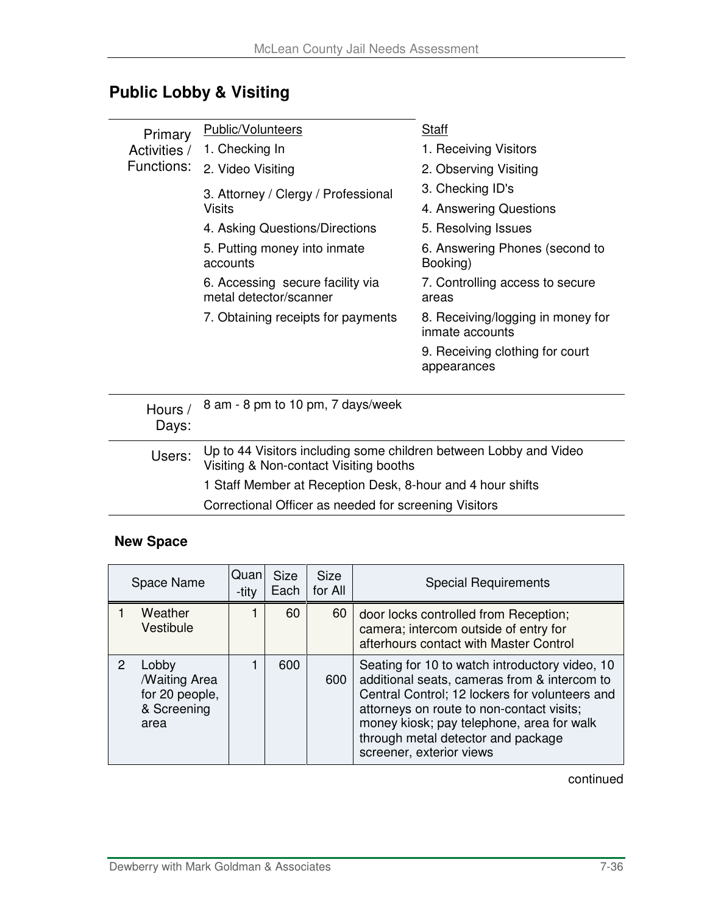## Public Lobby & Visiting

| | | |
|---|---|---|
| Primary Activities / Functions: | Public/Volunteers | Staff |
| | 1. Checking In | 1. Receiving Visitors |
| | 2. Video Visiting | 2. Observing Visiting |
| | 3. Attorney / Clergy / Professional Visits | 3. Checking ID's |
| | 4. Asking Questions/Directions | 4. Answering Questions |
| | 5. Putting money into inmate accounts | 5. Resolving Issues |
| | 6. Accessing secure facility via metal detector/scanner | 6. Answering Phones (second to Booking) |
| | 7. Obtaining receipts for payments | 7. Controlling access to secure areas |
| | | 8. Receiving/logging in money for inmate accounts |
| | | 9. Receiving clothing for court appearances |
| Hours / Days: | 8 am - 8 pm to 10 pm, 7 days/week | |
| Users: | Up to 44 Visitors including some children between Lobby and Video Visiting & Non-contact Visiting booths | |
| | 1 Staff Member at Reception Desk, 8-hour and 4 hour shifts | |
| | Correctional Officer as needed for screening Visitors | |

### New Space

| | Space Name | Quan-tity | Size Each | Size for All | Special Requirements |
|---|---|---|---|---|---|
| 1 | Weather Vestibule | 1 | 60 | 60 | door locks controlled from Reception; camera; intercom outside of entry for afterhours contact with Master Control |
| 2 | Lobby /Waiting Area for 20 people, & Screening area | 1 | 600 | 600 | Seating for 10 to watch introductory video, 10 additional seats, cameras from & intercom to Central Control; 12 lockers for volunteers and attorneys on route to non-contact visits; money kiosk; pay telephone, area for walk through metal detector and package screener, exterior views |

continued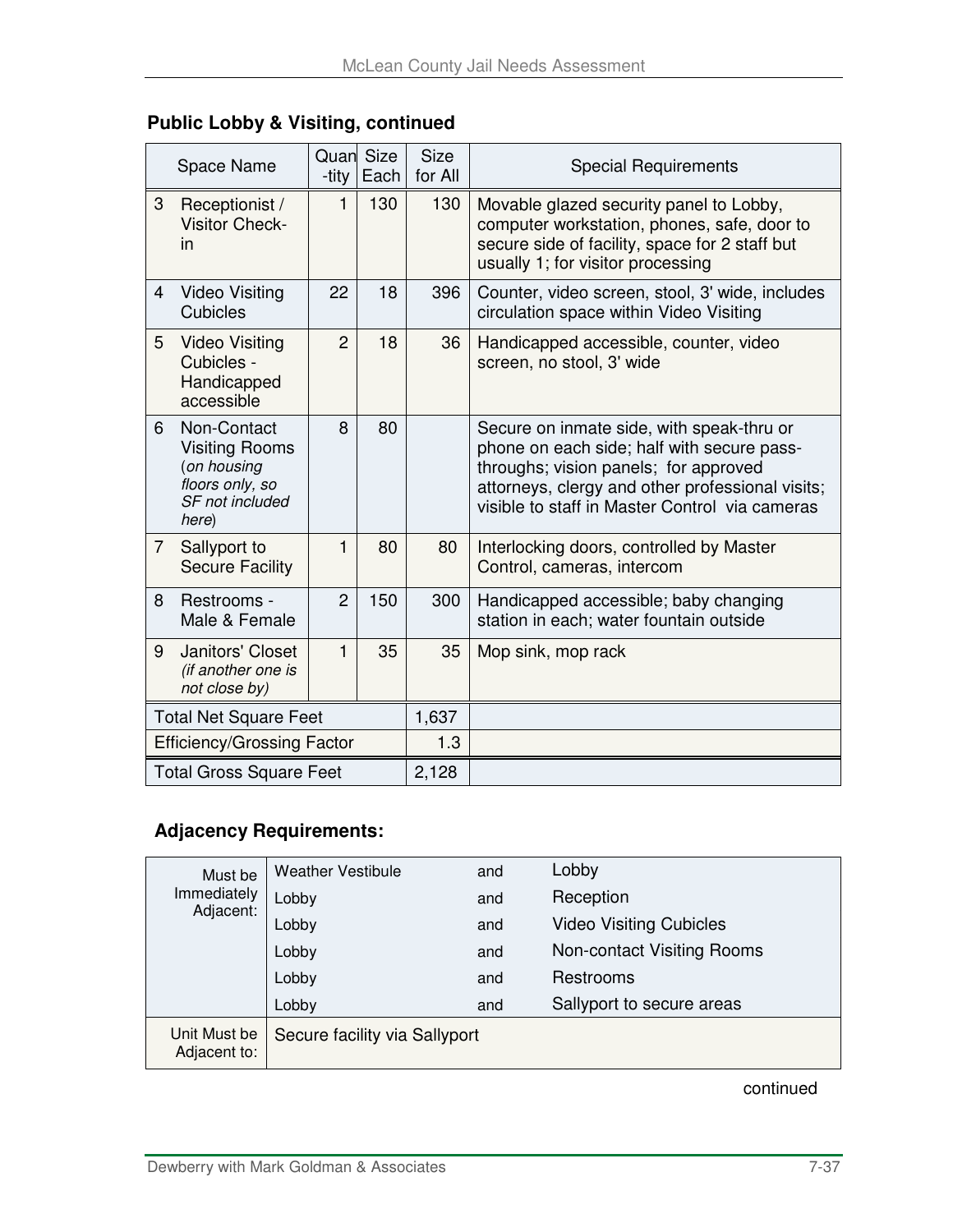**Public Lobby & Visiting, continued**

| Space Name | Quan-tity | Size Each | Size for All | Special Requirements |
|---|---|---|---|---|
| 3 Receptionist / Visitor Check-in | 1 | 130 | 130 | Movable glazed security panel to Lobby, computer workstation, phones, safe, door to secure side of facility, space for 2 staff but usually 1; for visitor processing |
| 4 Video Visiting Cubicles | 22 | 18 | 396 | Counter, video screen, stool, 3' wide, includes circulation space within Video Visiting |
| 5 Video Visiting Cubicles - Handicapped accessible | 2 | 18 | 36 | Handicapped accessible, counter, video screen, no stool, 3' wide |
| 6 Non-Contact Visiting Rooms *(on housing floors only, so SF not included here)* | 8 | 80 | | Secure on inmate side, with speak-thru or phone on each side; half with secure pass-throughs; vision panels; for approved attorneys, clergy and other professional visits; visible to staff in Master Control via cameras |
| 7 Sallyport to Secure Facility | 1 | 80 | 80 | Interlocking doors, controlled by Master Control, cameras, intercom |
| 8 Restrooms - Male & Female | 2 | 150 | 300 | Handicapped accessible; baby changing station in each; water fountain outside |
| 9 Janitors' Closet *(if another one is not close by)* | 1 | 35 | 35 | Mop sink, mop rack |
| Total Net Square Feet | | | 1,637 | |
| Efficiency/Grossing Factor | | | 1.3 | |
| Total Gross Square Feet | | | 2,128 | |

**Adjacency Requirements:**

| | | | |
|---|---|---|---|
| Must be Immediately Adjacent: | Weather Vestibule | and | Lobby |
| | Lobby | and | Reception |
| | Lobby | and | Video Visiting Cubicles |
| | Lobby | and | Non-contact Visiting Rooms |
| | Lobby | and | Restrooms |
| | Lobby | and | Sallyport to secure areas |
| Unit Must be Adjacent to: | Secure facility via Sallyport | | |

continued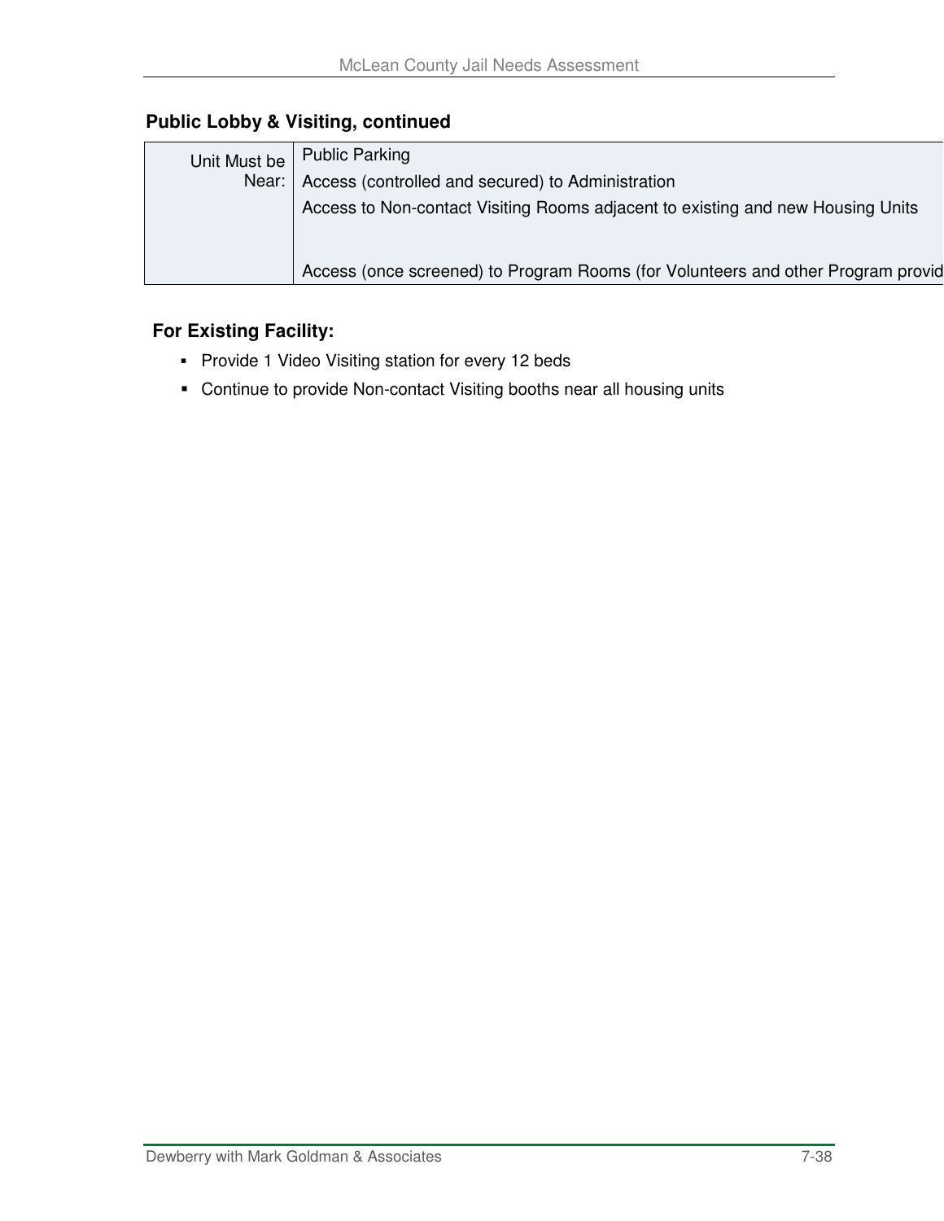### Public Lobby & Visiting, continued

| Unit Must be Near: | Public Parking<br>Access (controlled and secured) to Administration<br>Access to Non-contact Visiting Rooms adjacent to existing and new Housing Units<br><br>Access (once screened) to Program Rooms (for Volunteers and other Program provid |
|---|---|

**For Existing Facility:**

- Provide 1 Video Visiting station for every 12 beds
- Continue to provide Non-contact Visiting booths near all housing units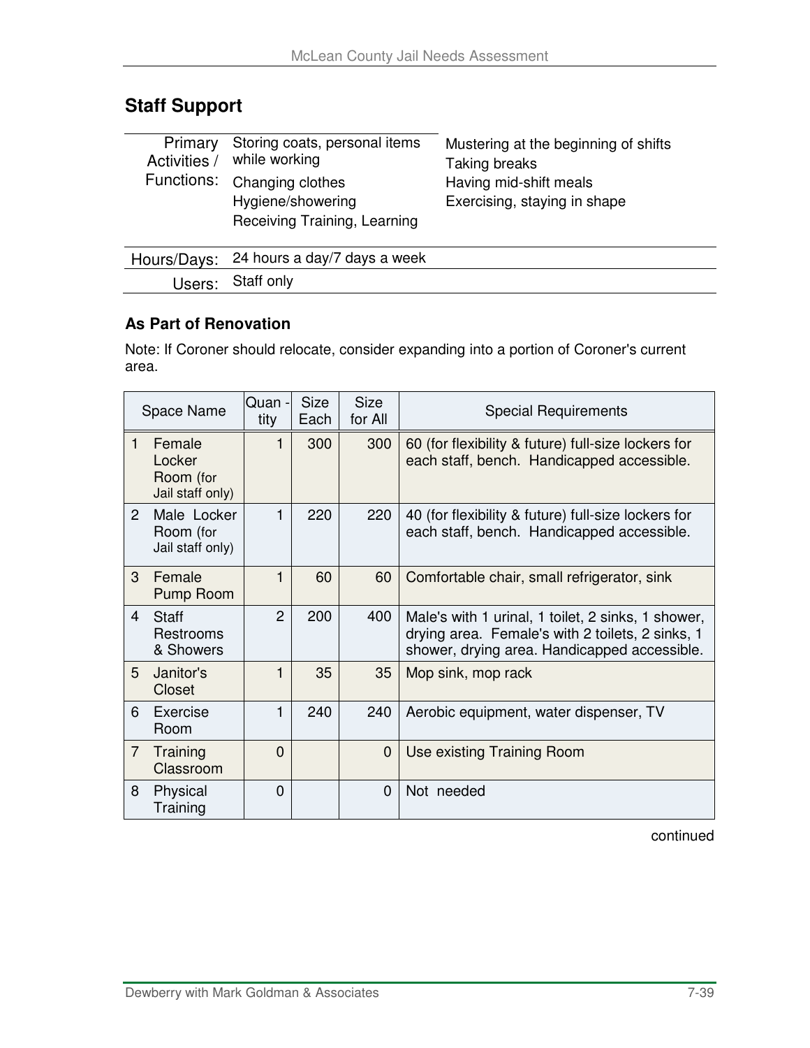## Staff Support

| | | |
|---|---|---|
| Primary Activities / Functions: | Storing coats, personal items while working<br>Changing clothes<br>Hygiene/showering<br>Receiving Training, Learning | Mustering at the beginning of shifts<br>Taking breaks<br>Having mid-shift meals<br>Exercising, staying in shape |
| Hours/Days: | 24 hours a day/7 days a week | |
| Users: | Staff only | |

### As Part of Renovation

Note: If Coroner should relocate, consider expanding into a portion of Coroner's current area.

| Space Name | Quan - tity | Size Each | Size for All | Special Requirements |
|---|---|---|---|---|
| 1 Female Locker Room (for Jail staff only) | 1 | 300 | 300 | 60 (for flexibility & future) full-size lockers for each staff, bench. Handicapped accessible. |
| 2 Male Locker Room (for Jail staff only) | 1 | 220 | 220 | 40 (for flexibility & future) full-size lockers for each staff, bench. Handicapped accessible. |
| 3 Female Pump Room | 1 | 60 | 60 | Comfortable chair, small refrigerator, sink |
| 4 Staff Restrooms & Showers | 2 | 200 | 400 | Male's with 1 urinal, 1 toilet, 2 sinks, 1 shower, drying area. Female's with 2 toilets, 2 sinks, 1 shower, drying area. Handicapped accessible. |
| 5 Janitor's Closet | 1 | 35 | 35 | Mop sink, mop rack |
| 6 Exercise Room | 1 | 240 | 240 | Aerobic equipment, water dispenser, TV |
| 7 Training Classroom | 0 | | 0 | Use existing Training Room |
| 8 Physical Training | 0 | | 0 | Not needed |

continued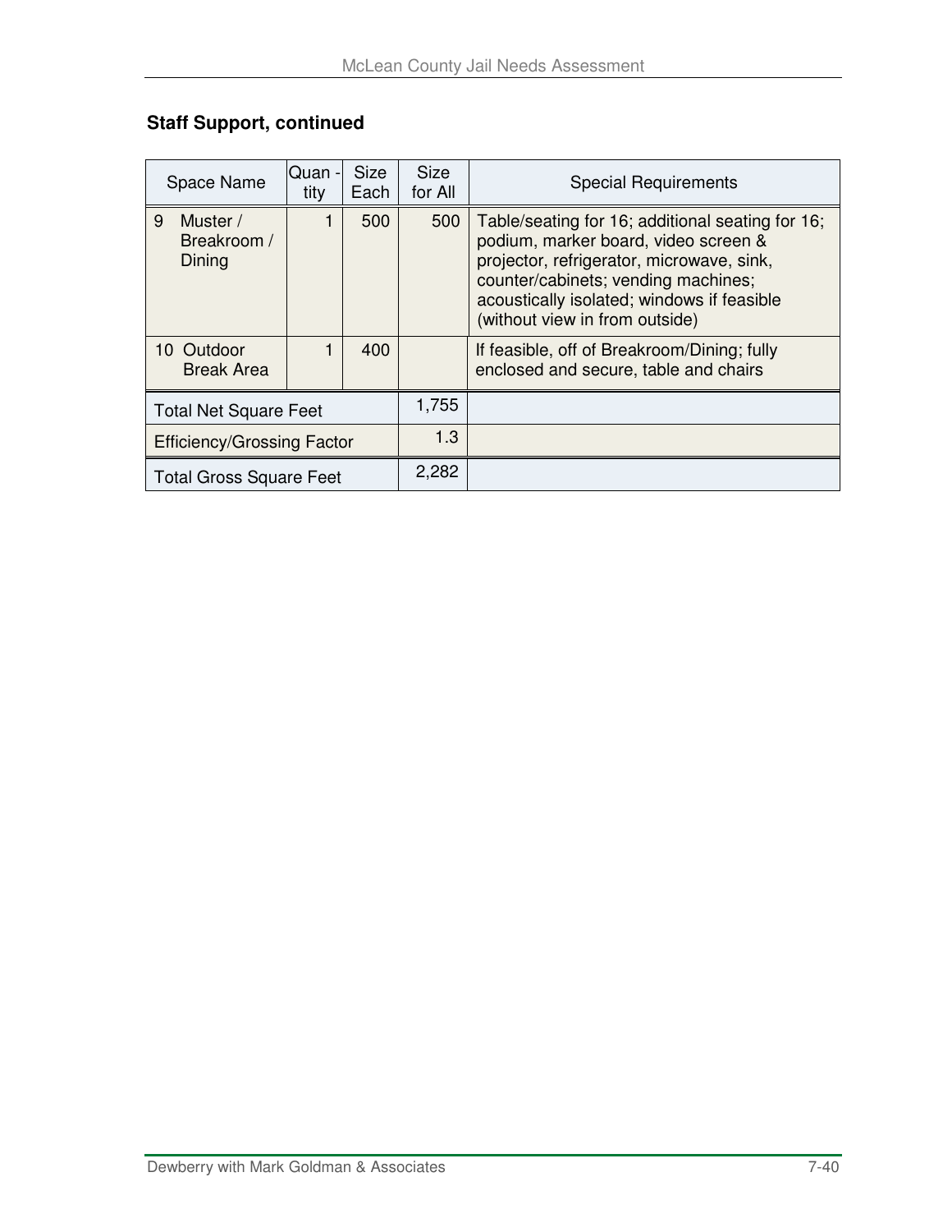**Staff Support, continued**

| Space Name | Quan - tity | Size Each | Size for All | Special Requirements |
|---|---|---|---|---|
| 9 Muster / Breakroom / Dining | 1 | 500 | 500 | Table/seating for 16; additional seating for 16; podium, marker board, video screen & projector, refrigerator, microwave, sink, counter/cabinets; vending machines; acoustically isolated; windows if feasible (without view in from outside) |
| 10 Outdoor Break Area | 1 | 400 | | If feasible, off of Breakroom/Dining; fully enclosed and secure, table and chairs |
| Total Net Square Feet | | | 1,755 | |
| Efficiency/Grossing Factor | | | 1.3 | |
| Total Gross Square Feet | | | 2,282 | |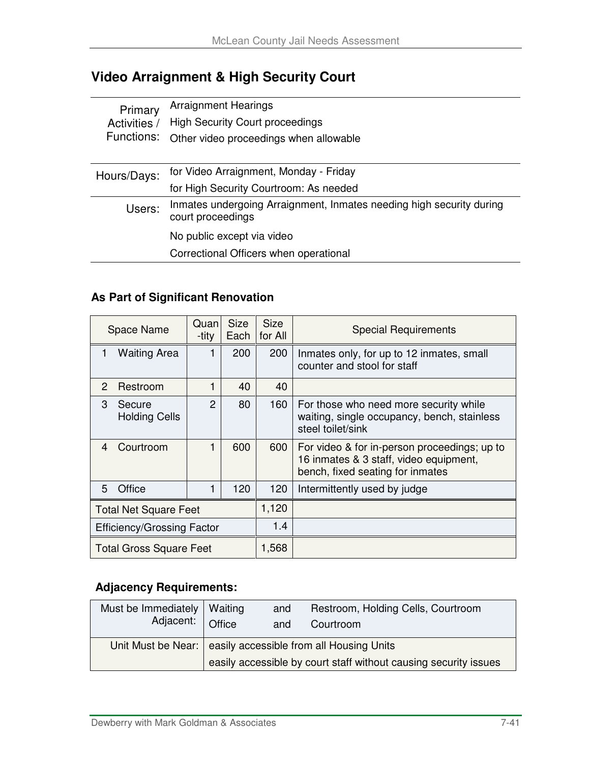## Video Arraignment & High Security Court

| | |
|---|---|
| Primary Activities / Functions: | Arraignment Hearings<br>High Security Court proceedings<br>Other video proceedings when allowable |
| Hours/Days: | for Video Arraignment, Monday - Friday<br>for High Security Courtroom: As needed |
| Users: | Inmates undergoing Arraignment, Inmates needing high security during court proceedings<br>No public except via video<br>Correctional Officers when operational |

### As Part of Significant Renovation

| Space Name | Quan-tity | Size Each | Size for All | Special Requirements |
|---|---|---|---|---|
| 1 Waiting Area | 1 | 200 | 200 | Inmates only, for up to 12 inmates, small counter and stool for staff |
| 2 Restroom | 1 | 40 | 40 | |
| 3 Secure Holding Cells | 2 | 80 | 160 | For those who need more security while waiting, single occupancy, bench, stainless steel toilet/sink |
| 4 Courtroom | 1 | 600 | 600 | For video & for in-person proceedings; up to 16 inmates & 3 staff, video equipment, bench, fixed seating for inmates |
| 5 Office | 1 | 120 | 120 | Intermittently used by judge |
| Total Net Square Feet | | | 1,120 | |
| Efficiency/Grossing Factor | | | 1.4 | |
| Total Gross Square Feet | | | 1,568 | |

### Adjacency Requirements:

| | | | |
|---|---|---|---|
| Must be Immediately Adjacent: | Waiting | and | Restroom, Holding Cells, Courtroom |
| | Office | and | Courtroom |
| Unit Must be Near: | easily accessible from all Housing Units | | |
| | easily accessible by court staff without causing security issues | | |